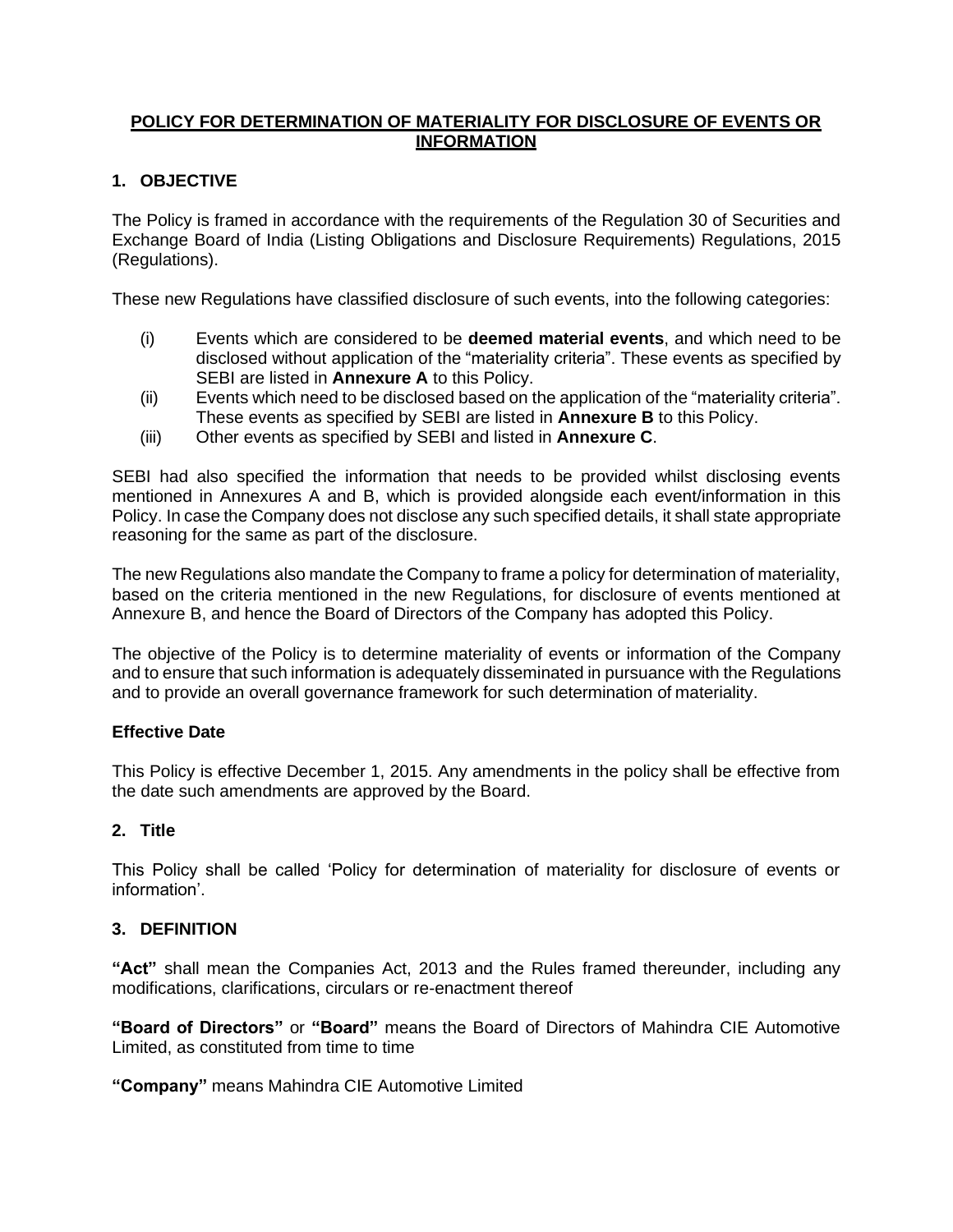# POLICY FOR DETERMINATION OF MATERIALITY FOR DISCLOSURE OF EVENTS OR INFORMATION

## 1. OBJECTIVE

The Policy is framed in accordance with the requirements of the Regulation 30 of Securities and Exchange Board of India (Listing Obligations and Disclosure Requirements) Regulations, 2015 (Regulations).

These new Regulations have classified disclosure of such events, into the following categories:

(i) Events which are considered to be **deemed material events**, and which need to be disclosed without application of the "materiality criteria". These events as specified by SEBI are listed in **Annexure A** to this Policy.

(ii) Events which need to be disclosed based on the application of the "materiality criteria". These events as specified by SEBI are listed in **Annexure B** to this Policy.

(iii) Other events as specified by SEBI and listed in **Annexure C**.

SEBI had also specified the information that needs to be provided whilst disclosing events mentioned in Annexures A and B, which is provided alongside each event/information in this Policy. In case the Company does not disclose any such specified details, it shall state appropriate reasoning for the same as part of the disclosure.

The new Regulations also mandate the Company to frame a policy for determination of materiality, based on the criteria mentioned in the new Regulations, for disclosure of events mentioned at Annexure B, and hence the Board of Directors of the Company has adopted this Policy.

The objective of the Policy is to determine materiality of events or information of the Company and to ensure that such information is adequately disseminated in pursuance with the Regulations and to provide an overall governance framework for such determination of materiality.

### Effective Date

This Policy is effective December 1, 2015. Any amendments in the policy shall be effective from the date such amendments are approved by the Board.

## 2. Title

This Policy shall be called 'Policy for determination of materiality for disclosure of events or information'.

## 3. DEFINITION

**"Act"** shall mean the Companies Act, 2013 and the Rules framed thereunder, including any modifications, clarifications, circulars or re-enactment thereof

**"Board of Directors"** or **"Board"** means the Board of Directors of Mahindra CIE Automotive Limited, as constituted from time to time

**"Company"** means Mahindra CIE Automotive Limited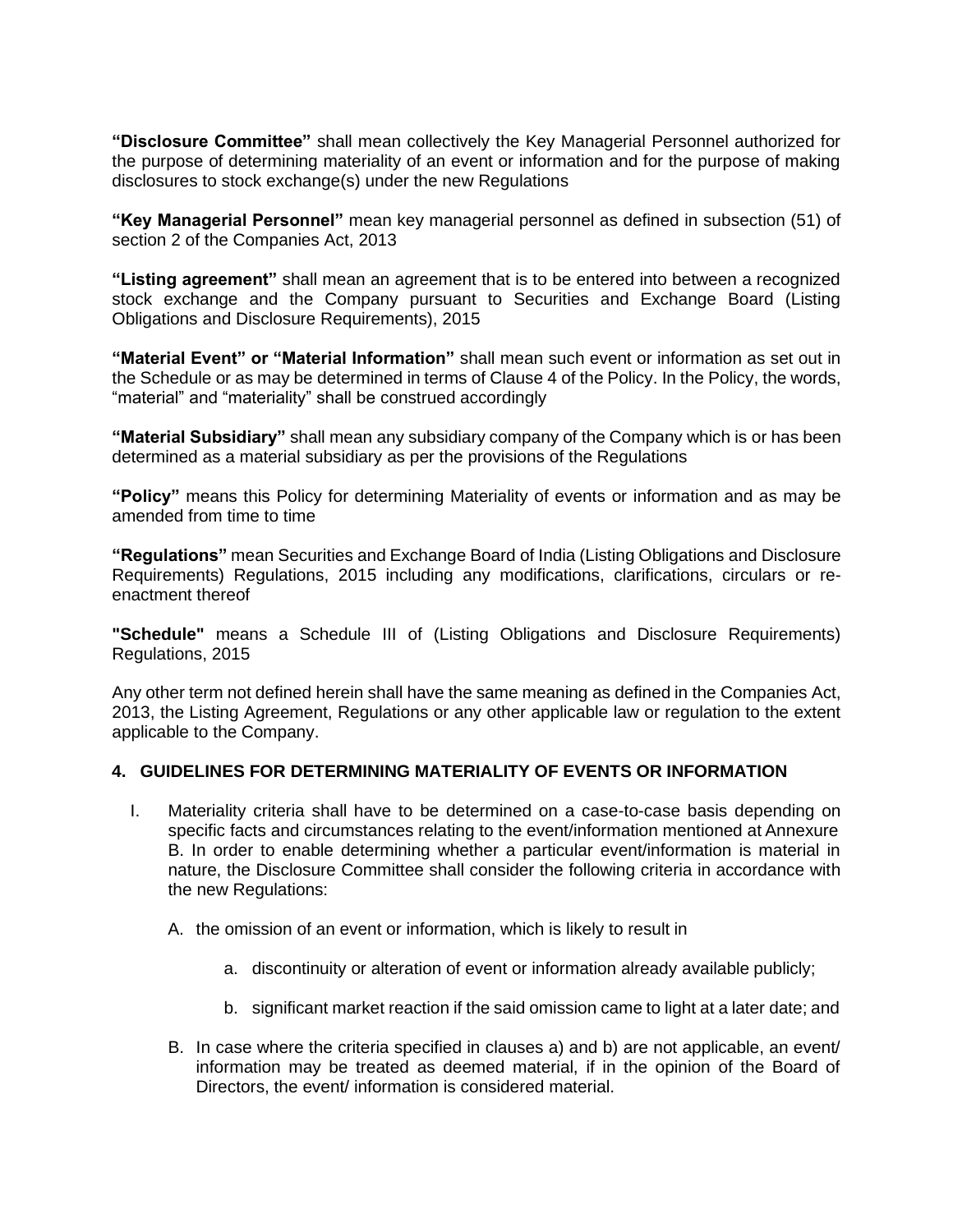**"Disclosure Committee"** shall mean collectively the Key Managerial Personnel authorized for the purpose of determining materiality of an event or information and for the purpose of making disclosures to stock exchange(s) under the new Regulations

**"Key Managerial Personnel"** mean key managerial personnel as defined in subsection (51) of section 2 of the Companies Act, 2013

**"Listing agreement"** shall mean an agreement that is to be entered into between a recognized stock exchange and the Company pursuant to Securities and Exchange Board (Listing Obligations and Disclosure Requirements), 2015

**"Material Event" or "Material Information"** shall mean such event or information as set out in the Schedule or as may be determined in terms of Clause 4 of the Policy. In the Policy, the words, "material" and "materiality" shall be construed accordingly

**"Material Subsidiary"** shall mean any subsidiary company of the Company which is or has been determined as a material subsidiary as per the provisions of the Regulations

**"Policy"** means this Policy for determining Materiality of events or information and as may be amended from time to time

**"Regulations"** mean Securities and Exchange Board of India (Listing Obligations and Disclosure Requirements) Regulations, 2015 including any modifications, clarifications, circulars or re-enactment thereof

**"Schedule"** means a Schedule III of (Listing Obligations and Disclosure Requirements) Regulations, 2015

Any other term not defined herein shall have the same meaning as defined in the Companies Act, 2013, the Listing Agreement, Regulations or any other applicable law or regulation to the extent applicable to the Company.

### 4. GUIDELINES FOR DETERMINING MATERIALITY OF EVENTS OR INFORMATION

I. Materiality criteria shall have to be determined on a case-to-case basis depending on specific facts and circumstances relating to the event/information mentioned at Annexure B. In order to enable determining whether a particular event/information is material in nature, the Disclosure Committee shall consider the following criteria in accordance with the new Regulations:

   A. the omission of an event or information, which is likely to result in

      a. discontinuity or alteration of event or information already available publicly;

      b. significant market reaction if the said omission came to light at a later date; and

   B. In case where the criteria specified in clauses a) and b) are not applicable, an event/ information may be treated as deemed material, if in the opinion of the Board of Directors, the event/ information is considered material.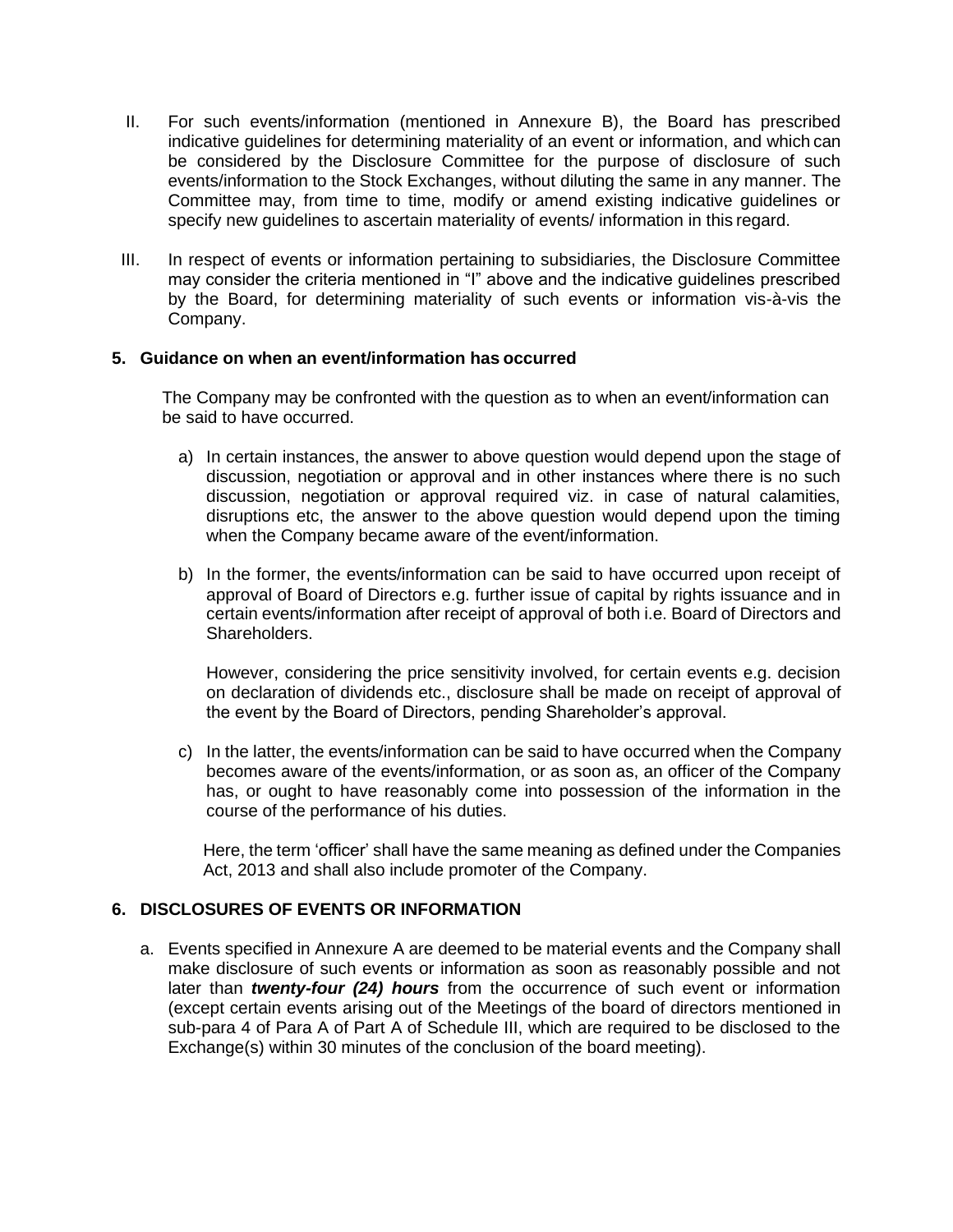II. For such events/information (mentioned in Annexure B), the Board has prescribed indicative guidelines for determining materiality of an event or information, and which can be considered by the Disclosure Committee for the purpose of disclosure of such events/information to the Stock Exchanges, without diluting the same in any manner. The Committee may, from time to time, modify or amend existing indicative guidelines or specify new guidelines to ascertain materiality of events/ information in this regard.

III. In respect of events or information pertaining to subsidiaries, the Disclosure Committee may consider the criteria mentioned in "I" above and the indicative guidelines prescribed by the Board, for determining materiality of such events or information vis-à-vis the Company.

## 5. Guidance on when an event/information has occurred

The Company may be confronted with the question as to when an event/information can be said to have occurred.

a) In certain instances, the answer to above question would depend upon the stage of discussion, negotiation or approval and in other instances where there is no such discussion, negotiation or approval required viz. in case of natural calamities, disruptions etc, the answer to the above question would depend upon the timing when the Company became aware of the event/information.

b) In the former, the events/information can be said to have occurred upon receipt of approval of Board of Directors e.g. further issue of capital by rights issuance and in certain events/information after receipt of approval of both i.e. Board of Directors and Shareholders.

   However, considering the price sensitivity involved, for certain events e.g. decision on declaration of dividends etc., disclosure shall be made on receipt of approval of the event by the Board of Directors, pending Shareholder's approval.

c) In the latter, the events/information can be said to have occurred when the Company becomes aware of the events/information, or as soon as, an officer of the Company has, or ought to have reasonably come into possession of the information in the course of the performance of his duties.

   Here, the term 'officer' shall have the same meaning as defined under the Companies Act, 2013 and shall also include promoter of the Company.

## 6. DISCLOSURES OF EVENTS OR INFORMATION

a. Events specified in Annexure A are deemed to be material events and the Company shall make disclosure of such events or information as soon as reasonably possible and not later than ***twenty-four (24) hours*** from the occurrence of such event or information (except certain events arising out of the Meetings of the board of directors mentioned in sub-para 4 of Para A of Part A of Schedule III, which are required to be disclosed to the Exchange(s) within 30 minutes of the conclusion of the board meeting).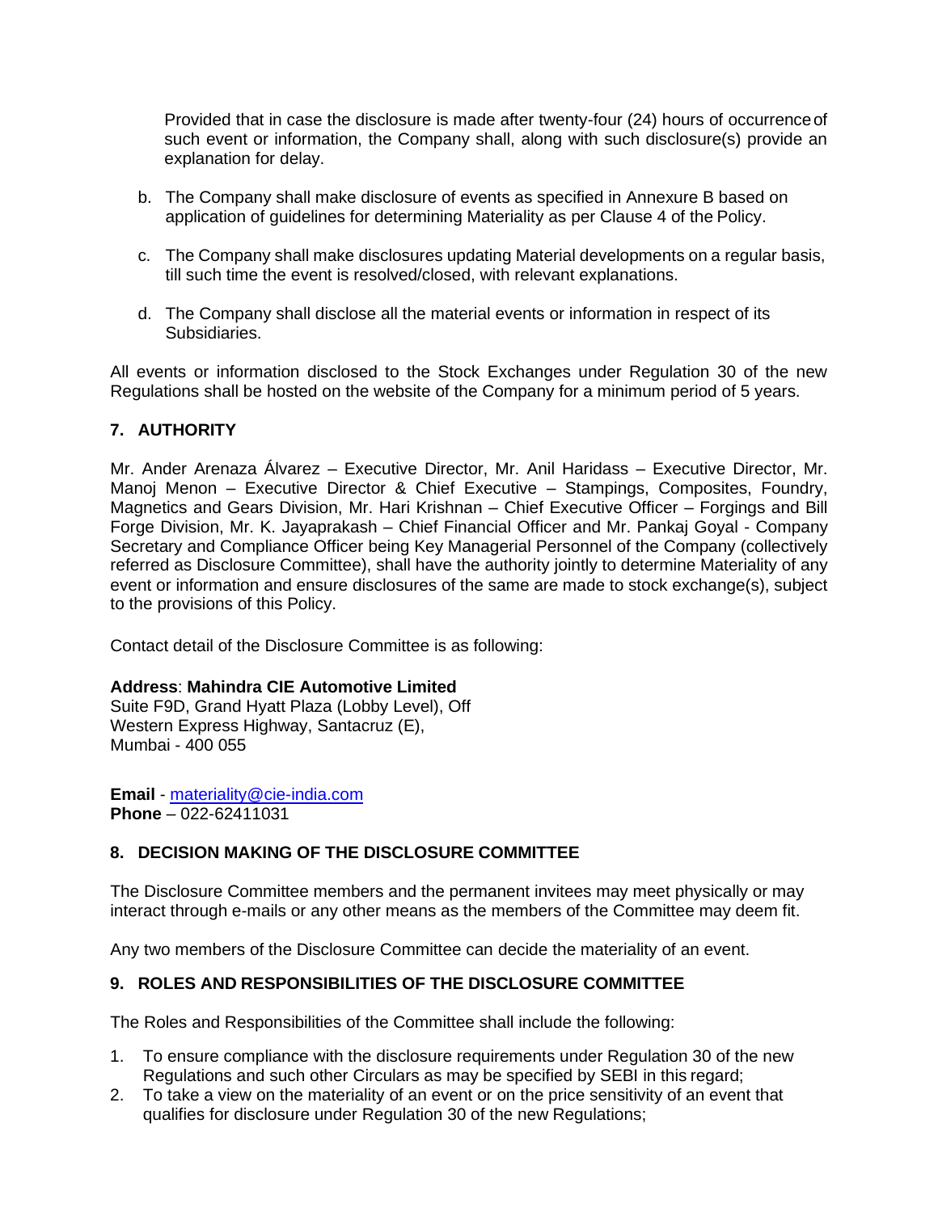Provided that in case the disclosure is made after twenty-four (24) hours of occurrence of such event or information, the Company shall, along with such disclosure(s) provide an explanation for delay.

b. The Company shall make disclosure of events as specified in Annexure B based on application of guidelines for determining Materiality as per Clause 4 of the Policy.

c. The Company shall make disclosures updating Material developments on a regular basis, till such time the event is resolved/closed, with relevant explanations.

d. The Company shall disclose all the material events or information in respect of its Subsidiaries.

All events or information disclosed to the Stock Exchanges under Regulation 30 of the new Regulations shall be hosted on the website of the Company for a minimum period of 5 years.

## 7. AUTHORITY

Mr. Ander Arenaza Álvarez – Executive Director, Mr. Anil Haridass – Executive Director, Mr. Manoj Menon – Executive Director & Chief Executive – Stampings, Composites, Foundry, Magnetics and Gears Division, Mr. Hari Krishnan – Chief Executive Officer – Forgings and Bill Forge Division, Mr. K. Jayaprakash – Chief Financial Officer and Mr. Pankaj Goyal - Company Secretary and Compliance Officer being Key Managerial Personnel of the Company (collectively referred as Disclosure Committee), shall have the authority jointly to determine Materiality of any event or information and ensure disclosures of the same are made to stock exchange(s), subject to the provisions of this Policy.

Contact detail of the Disclosure Committee is as following:

**Address**: **Mahindra CIE Automotive Limited**
Suite F9D, Grand Hyatt Plaza (Lobby Level), Off
Western Express Highway, Santacruz (E),
Mumbai - 400 055

**Email** - materiality@cie-india.com
**Phone** – 022-62411031

## 8. DECISION MAKING OF THE DISCLOSURE COMMITTEE

The Disclosure Committee members and the permanent invitees may meet physically or may interact through e-mails or any other means as the members of the Committee may deem fit.

Any two members of the Disclosure Committee can decide the materiality of an event.

## 9. ROLES AND RESPONSIBILITIES OF THE DISCLOSURE COMMITTEE

The Roles and Responsibilities of the Committee shall include the following:

1. To ensure compliance with the disclosure requirements under Regulation 30 of the new Regulations and such other Circulars as may be specified by SEBI in this regard;
2. To take a view on the materiality of an event or on the price sensitivity of an event that qualifies for disclosure under Regulation 30 of the new Regulations;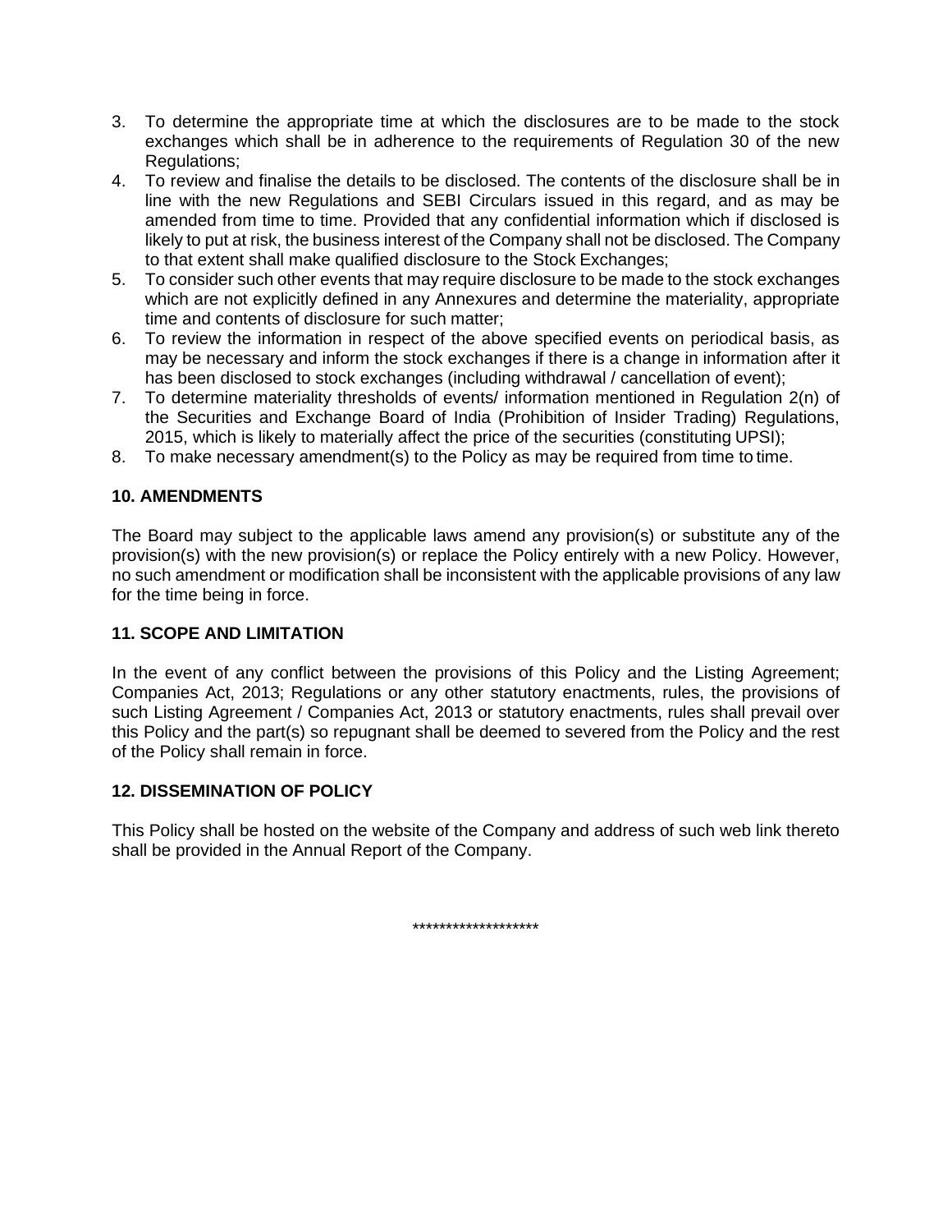3. To determine the appropriate time at which the disclosures are to be made to the stock exchanges which shall be in adherence to the requirements of Regulation 30 of the new Regulations;
4. To review and finalise the details to be disclosed. The contents of the disclosure shall be in line with the new Regulations and SEBI Circulars issued in this regard, and as may be amended from time to time. Provided that any confidential information which if disclosed is likely to put at risk, the business interest of the Company shall not be disclosed. The Company to that extent shall make qualified disclosure to the Stock Exchanges;
5. To consider such other events that may require disclosure to be made to the stock exchanges which are not explicitly defined in any Annexures and determine the materiality, appropriate time and contents of disclosure for such matter;
6. To review the information in respect of the above specified events on periodical basis, as may be necessary and inform the stock exchanges if there is a change in information after it has been disclosed to stock exchanges (including withdrawal / cancellation of event);
7. To determine materiality thresholds of events/ information mentioned in Regulation 2(n) of the Securities and Exchange Board of India (Prohibition of Insider Trading) Regulations, 2015, which is likely to materially affect the price of the securities (constituting UPSI);
8. To make necessary amendment(s) to the Policy as may be required from time to time.

**10. AMENDMENTS**

The Board may subject to the applicable laws amend any provision(s) or substitute any of the provision(s) with the new provision(s) or replace the Policy entirely with a new Policy. However, no such amendment or modification shall be inconsistent with the applicable provisions of any law for the time being in force.

**11. SCOPE AND LIMITATION**

In the event of any conflict between the provisions of this Policy and the Listing Agreement; Companies Act, 2013; Regulations or any other statutory enactments, rules, the provisions of such Listing Agreement / Companies Act, 2013 or statutory enactments, rules shall prevail over this Policy and the part(s) so repugnant shall be deemed to severed from the Policy and the rest of the Policy shall remain in force.

**12. DISSEMINATION OF POLICY**

This Policy shall be hosted on the website of the Company and address of such web link thereto shall be provided in the Annual Report of the Company.

*******************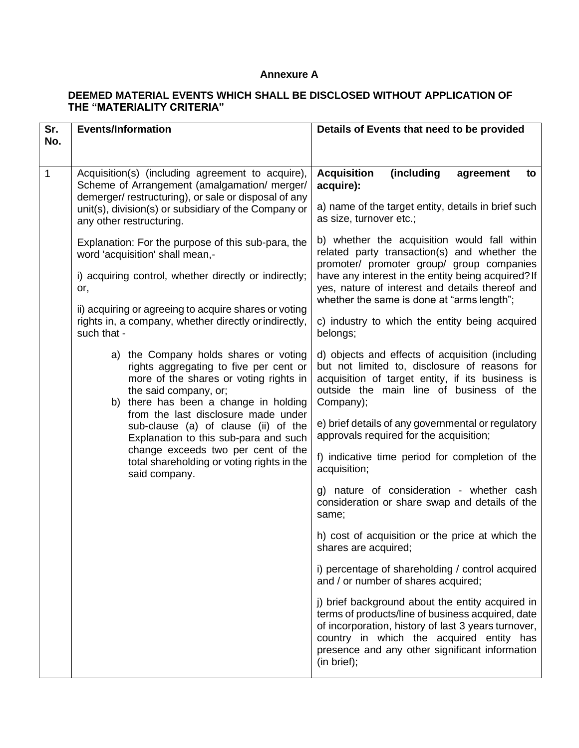**Annexure A**

**DEEMED MATERIAL EVENTS WHICH SHALL BE DISCLOSED WITHOUT APPLICATION OF THE "MATERIALITY CRITERIA"**

| Sr. No. | Events/Information | Details of Events that need to be provided |
|---|---|---|
| 1 | Acquisition(s) (including agreement to acquire), Scheme of Arrangement (amalgamation/ merger/ demerger/ restructuring), or sale or disposal of any unit(s), division(s) or subsidiary of the Company or any other restructuring.<br><br>Explanation: For the purpose of this sub-para, the word 'acquisition' shall mean,-<br><br>i) acquiring control, whether directly or indirectly; or,<br><br>ii) acquiring or agreeing to acquire shares or voting rights in, a company, whether directly or indirectly, such that -<br><br>a) the Company holds shares or voting rights aggregating to five per cent or more of the shares or voting rights in the said company, or;<br>b) there has been a change in holding from the last disclosure made under sub-clause (a) of clause (ii) of the Explanation to this sub-para and such change exceeds two per cent of the total shareholding or voting rights in the said company. | **Acquisition (including agreement to acquire):**<br><br>a) name of the target entity, details in brief such as size, turnover etc.;<br><br>b) whether the acquisition would fall within related party transaction(s) and whether the promoter/ promoter group/ group companies have any interest in the entity being acquired? If yes, nature of interest and details thereof and whether the same is done at "arms length";<br><br>c) industry to which the entity being acquired belongs;<br><br>d) objects and effects of acquisition (including but not limited to, disclosure of reasons for acquisition of target entity, if its business is outside the main line of business of the Company);<br><br>e) brief details of any governmental or regulatory approvals required for the acquisition;<br><br>f) indicative time period for completion of the acquisition;<br><br>g) nature of consideration - whether cash consideration or share swap and details of the same;<br><br>h) cost of acquisition or the price at which the shares are acquired;<br><br>i) percentage of shareholding / control acquired and / or number of shares acquired;<br><br>j) brief background about the entity acquired in terms of products/line of business acquired, date of incorporation, history of last 3 years turnover, country in which the acquired entity has presence and any other significant information (in brief); |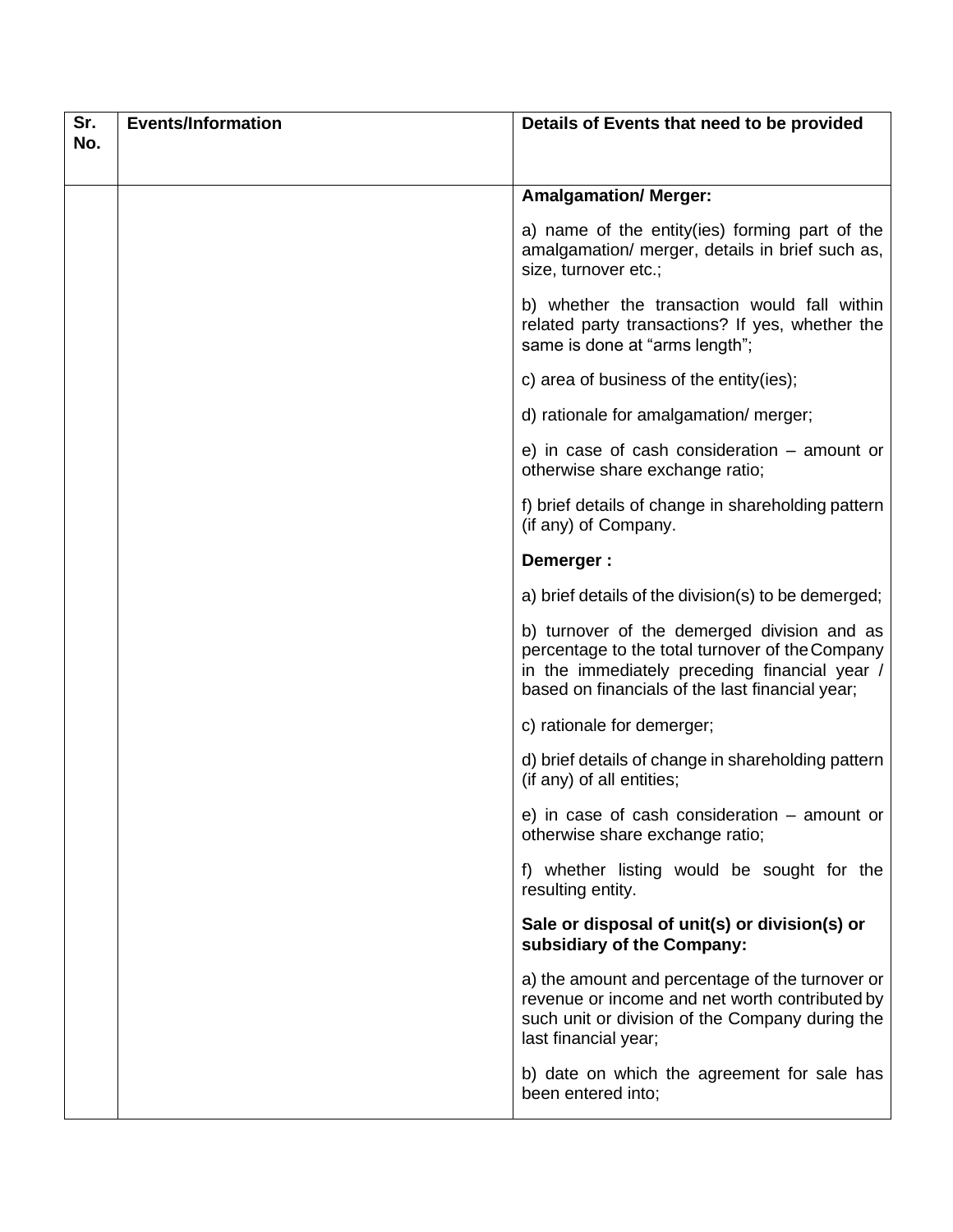| Sr. No. | Events/Information | Details of Events that need to be provided |
|---|---|---|
| | | **Amalgamation/ Merger:**<br><br>a) name of the entity(ies) forming part of the amalgamation/ merger, details in brief such as, size, turnover etc.;<br><br>b) whether the transaction would fall within related party transactions? If yes, whether the same is done at "arms length";<br><br>c) area of business of the entity(ies);<br><br>d) rationale for amalgamation/ merger;<br><br>e) in case of cash consideration – amount or otherwise share exchange ratio;<br><br>f) brief details of change in shareholding pattern (if any) of Company.<br><br>**Demerger :**<br><br>a) brief details of the division(s) to be demerged;<br><br>b) turnover of the demerged division and as percentage to the total turnover of the Company in the immediately preceding financial year / based on financials of the last financial year;<br><br>c) rationale for demerger;<br><br>d) brief details of change in shareholding pattern (if any) of all entities;<br><br>e) in case of cash consideration – amount or otherwise share exchange ratio;<br><br>f) whether listing would be sought for the resulting entity.<br><br>**Sale or disposal of unit(s) or division(s) or subsidiary of the Company:**<br><br>a) the amount and percentage of the turnover or revenue or income and net worth contributed by such unit or division of the Company during the last financial year;<br><br>b) date on which the agreement for sale has been entered into; |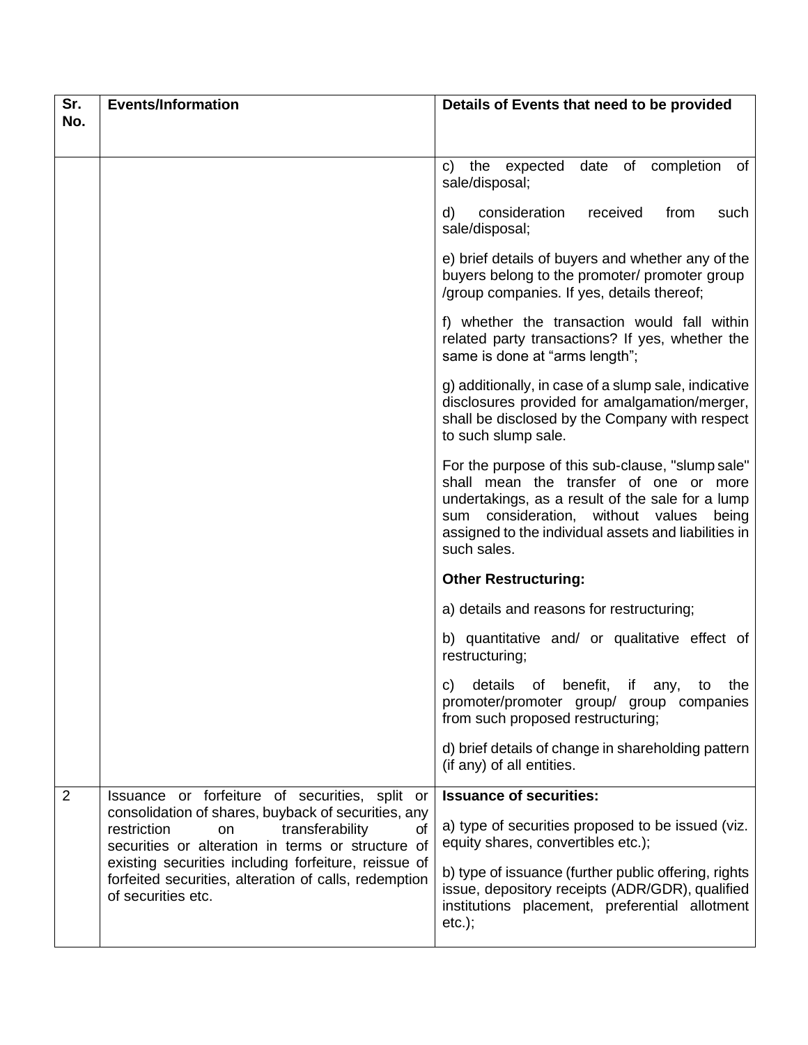| Sr. No. | Events/Information | Details of Events that need to be provided |
|---|---|---|
| | | c) the expected date of completion of sale/disposal;<br><br>d) consideration received from such sale/disposal;<br><br>e) brief details of buyers and whether any of the buyers belong to the promoter/ promoter group /group companies. If yes, details thereof;<br><br>f) whether the transaction would fall within related party transactions? If yes, whether the same is done at "arms length";<br><br>g) additionally, in case of a slump sale, indicative disclosures provided for amalgamation/merger, shall be disclosed by the Company with respect to such slump sale.<br><br>For the purpose of this sub-clause, "slump sale" shall mean the transfer of one or more undertakings, as a result of the sale for a lump sum consideration, without values being assigned to the individual assets and liabilities in such sales.<br><br>**Other Restructuring:**<br><br>a) details and reasons for restructuring;<br><br>b) quantitative and/ or qualitative effect of restructuring;<br><br>c) details of benefit, if any, to the promoter/promoter group/ group companies from such proposed restructuring;<br><br>d) brief details of change in shareholding pattern (if any) of all entities. |
| 2 | Issuance or forfeiture of securities, split or consolidation of shares, buyback of securities, any restriction on transferability of securities or alteration in terms or structure of existing securities including forfeiture, reissue of forfeited securities, alteration of calls, redemption of securities etc. | **Issuance of securities:**<br><br>a) type of securities proposed to be issued (viz. equity shares, convertibles etc.);<br><br>b) type of issuance (further public offering, rights issue, depository receipts (ADR/GDR), qualified institutions placement, preferential allotment etc.); |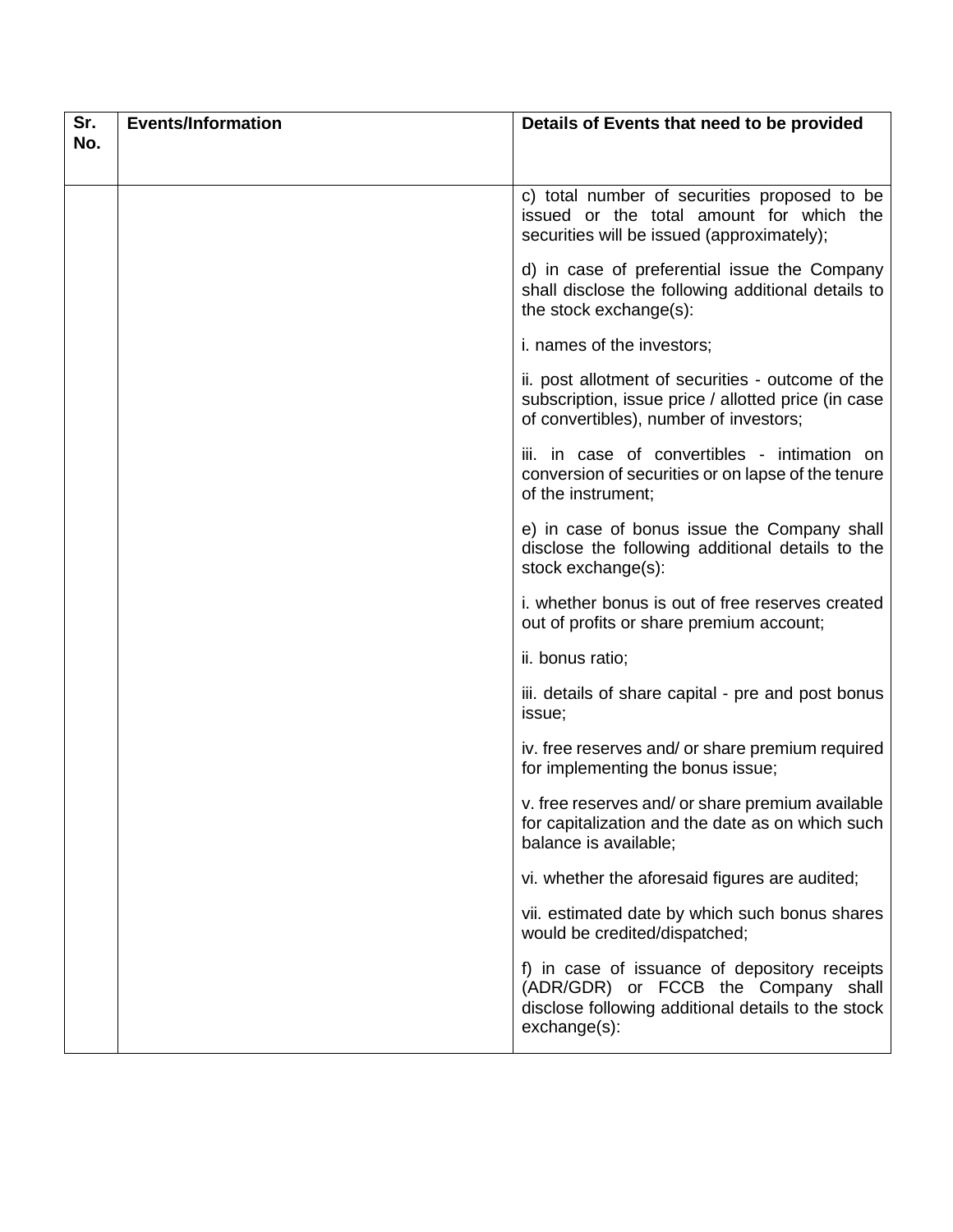| Sr. No. | Events/Information | Details of Events that need to be provided |
|---|---|---|
| | | c) total number of securities proposed to be issued or the total amount for which the securities will be issued (approximately);<br><br>d) in case of preferential issue the Company shall disclose the following additional details to the stock exchange(s):<br><br>i. names of the investors;<br><br>ii. post allotment of securities - outcome of the subscription, issue price / allotted price (in case of convertibles), number of investors;<br><br>iii. in case of convertibles - intimation on conversion of securities or on lapse of the tenure of the instrument;<br><br>e) in case of bonus issue the Company shall disclose the following additional details to the stock exchange(s):<br><br>i. whether bonus is out of free reserves created out of profits or share premium account;<br><br>ii. bonus ratio;<br><br>iii. details of share capital - pre and post bonus issue;<br><br>iv. free reserves and/ or share premium required for implementing the bonus issue;<br><br>v. free reserves and/ or share premium available for capitalization and the date as on which such balance is available;<br><br>vi. whether the aforesaid figures are audited;<br><br>vii. estimated date by which such bonus shares would be credited/dispatched;<br><br>f) in case of issuance of depository receipts (ADR/GDR) or FCCB the Company shall disclose following additional details to the stock exchange(s): |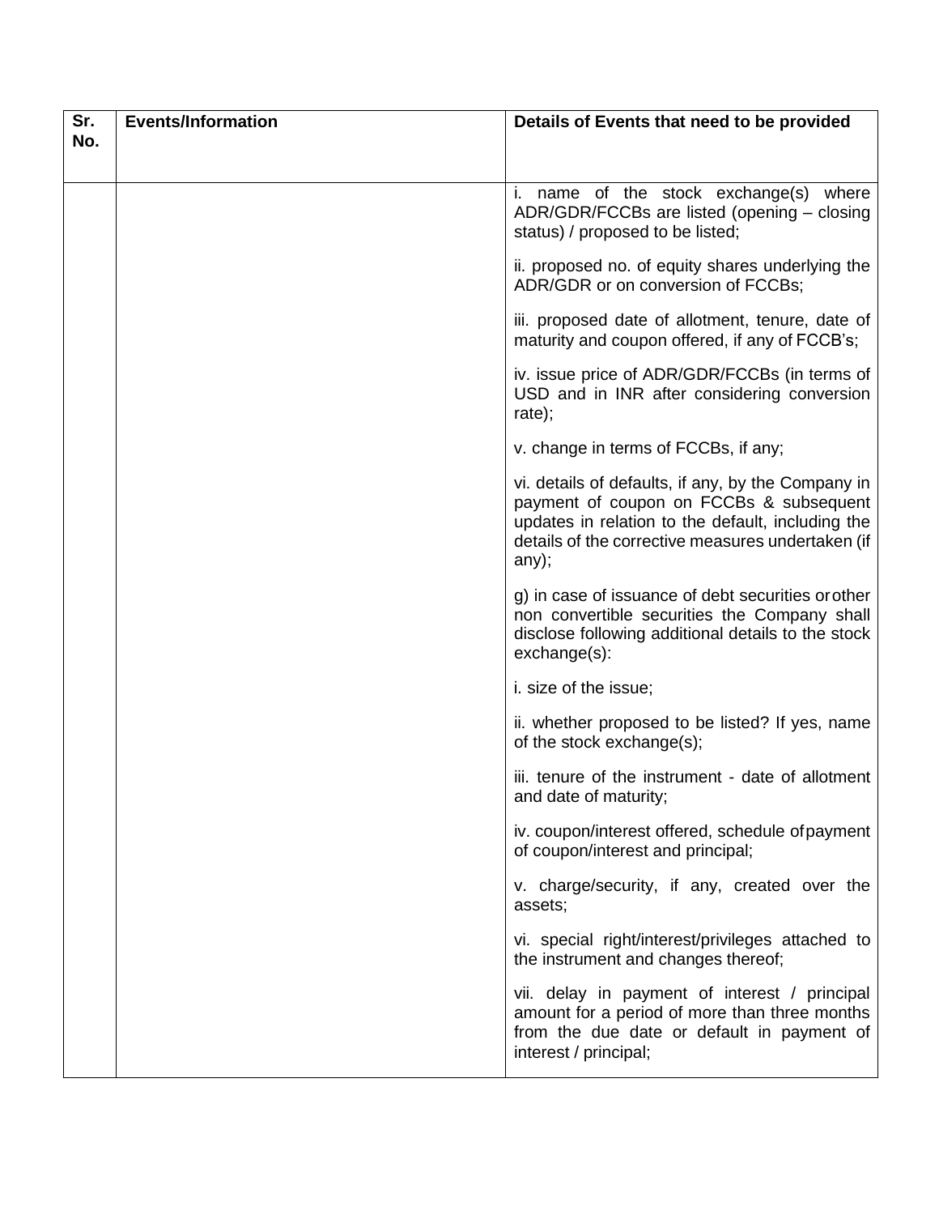| Sr. No. | Events/Information | Details of Events that need to be provided |
|---|---|---|
| | | i. name of the stock exchange(s) where ADR/GDR/FCCBs are listed (opening – closing status) / proposed to be listed;<br><br>ii. proposed no. of equity shares underlying the ADR/GDR or on conversion of FCCBs;<br><br>iii. proposed date of allotment, tenure, date of maturity and coupon offered, if any of FCCB's;<br><br>iv. issue price of ADR/GDR/FCCBs (in terms of USD and in INR after considering conversion rate);<br><br>v. change in terms of FCCBs, if any;<br><br>vi. details of defaults, if any, by the Company in payment of coupon on FCCBs & subsequent updates in relation to the default, including the details of the corrective measures undertaken (if any);<br><br>g) in case of issuance of debt securities or other non convertible securities the Company shall disclose following additional details to the stock exchange(s):<br><br>i. size of the issue;<br><br>ii. whether proposed to be listed? If yes, name of the stock exchange(s);<br><br>iii. tenure of the instrument - date of allotment and date of maturity;<br><br>iv. coupon/interest offered, schedule of payment of coupon/interest and principal;<br><br>v. charge/security, if any, created over the assets;<br><br>vi. special right/interest/privileges attached to the instrument and changes thereof;<br><br>vii. delay in payment of interest / principal amount for a period of more than three months from the due date or default in payment of interest / principal; |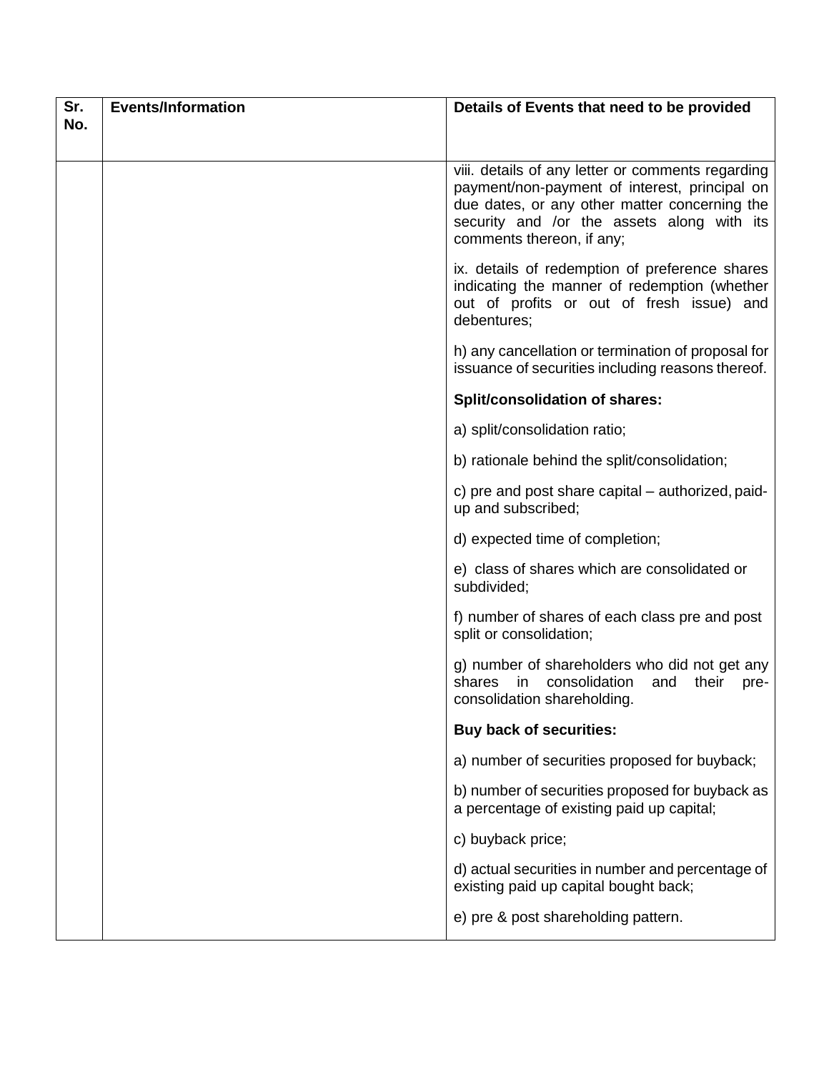| Sr. No. | Events/Information | Details of Events that need to be provided |
|---|---|---|
| | | viii. details of any letter or comments regarding payment/non-payment of interest, principal on due dates, or any other matter concerning the security and /or the assets along with its comments thereon, if any; |
| | | ix. details of redemption of preference shares indicating the manner of redemption (whether out of profits or out of fresh issue) and debentures; |
| | | h) any cancellation or termination of proposal for issuance of securities including reasons thereof. |
| | | **Split/consolidation of shares:** |
| | | a) split/consolidation ratio; |
| | | b) rationale behind the split/consolidation; |
| | | c) pre and post share capital – authorized, paid-up and subscribed; |
| | | d) expected time of completion; |
| | | e) class of shares which are consolidated or subdivided; |
| | | f) number of shares of each class pre and post split or consolidation; |
| | | g) number of shareholders who did not get any shares in consolidation and their pre-consolidation shareholding. |
| | | **Buy back of securities:** |
| | | a) number of securities proposed for buyback; |
| | | b) number of securities proposed for buyback as a percentage of existing paid up capital; |
| | | c) buyback price; |
| | | d) actual securities in number and percentage of existing paid up capital bought back; |
| | | e) pre & post shareholding pattern. |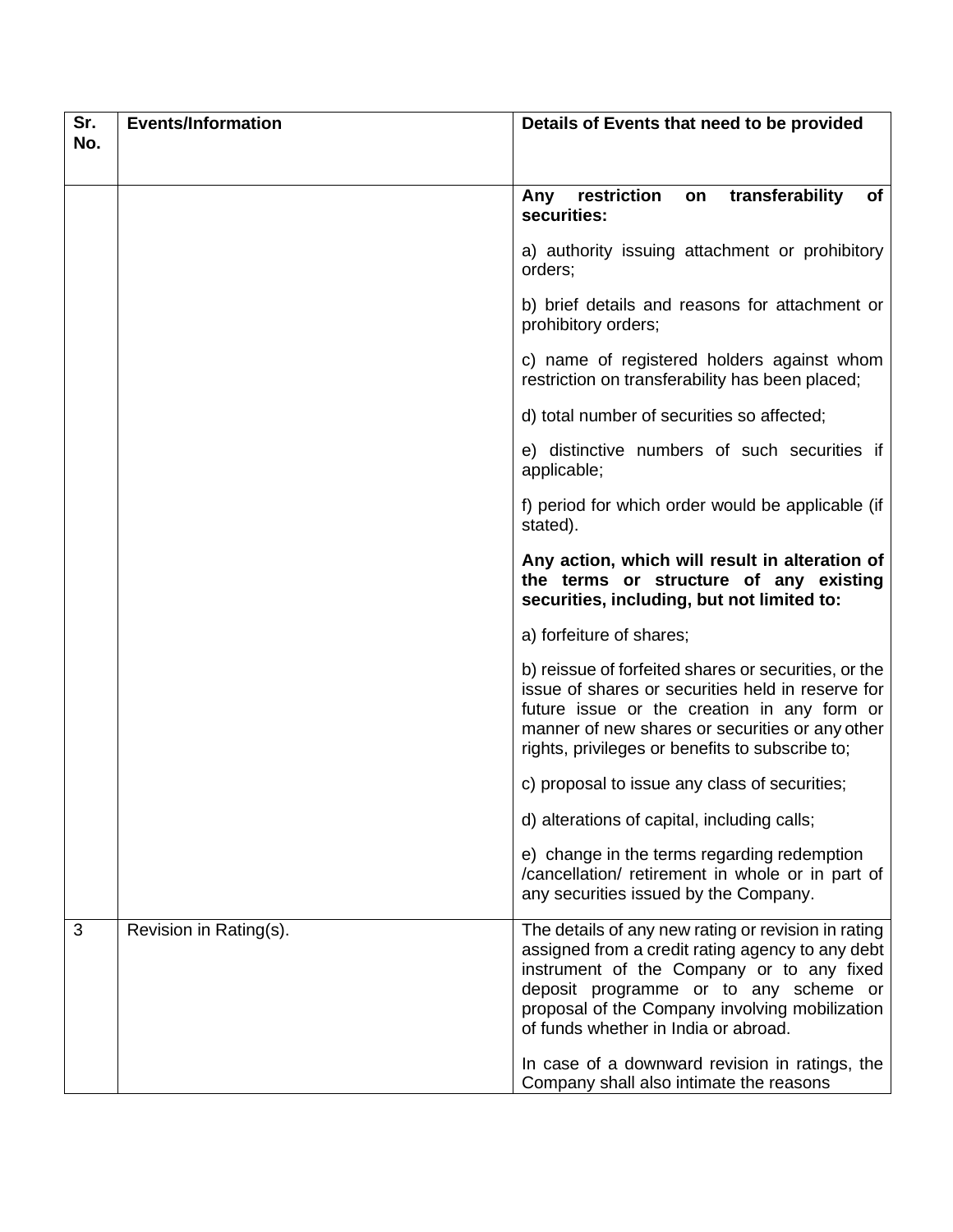| Sr. No. | Events/Information | Details of Events that need to be provided |
|---|---|---|
| | | **Any restriction on transferability of securities:**<br><br>a) authority issuing attachment or prohibitory orders;<br><br>b) brief details and reasons for attachment or prohibitory orders;<br><br>c) name of registered holders against whom restriction on transferability has been placed;<br><br>d) total number of securities so affected;<br><br>e) distinctive numbers of such securities if applicable;<br><br>f) period for which order would be applicable (if stated).<br><br>**Any action, which will result in alteration of the terms or structure of any existing securities, including, but not limited to:**<br><br>a) forfeiture of shares;<br><br>b) reissue of forfeited shares or securities, or the issue of shares or securities held in reserve for future issue or the creation in any form or manner of new shares or securities or any other rights, privileges or benefits to subscribe to;<br><br>c) proposal to issue any class of securities;<br><br>d) alterations of capital, including calls;<br><br>e) change in the terms regarding redemption /cancellation/ retirement in whole or in part of any securities issued by the Company. |
| 3 | Revision in Rating(s). | The details of any new rating or revision in rating assigned from a credit rating agency to any debt instrument of the Company or to any fixed deposit programme or to any scheme or proposal of the Company involving mobilization of funds whether in India or abroad.<br><br>In case of a downward revision in ratings, the Company shall also intimate the reasons |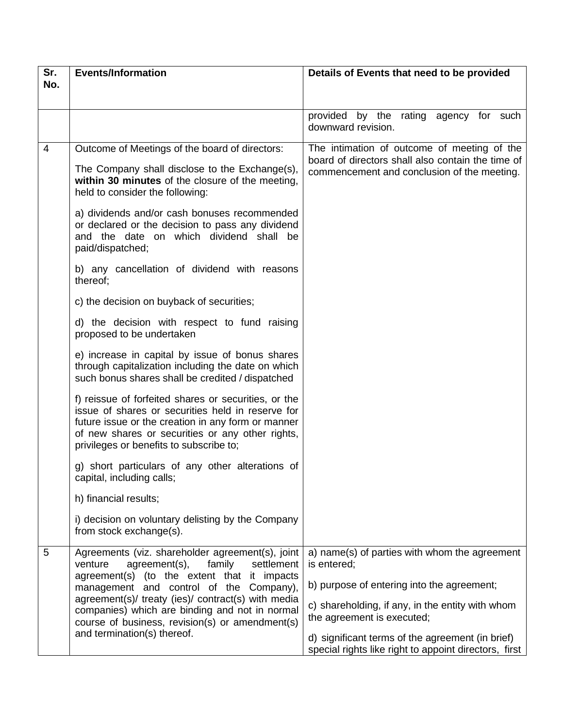| Sr. No. | Events/Information | Details of Events that need to be provided |
|---|---|---|
| | | provided by the rating agency for such downward revision. |
| 4 | Outcome of Meetings of the board of directors:<br><br>The Company shall disclose to the Exchange(s), **within 30 minutes** of the closure of the meeting, held to consider the following:<br><br>a) dividends and/or cash bonuses recommended or declared or the decision to pass any dividend and the date on which dividend shall be paid/dispatched;<br><br>b) any cancellation of dividend with reasons thereof;<br><br>c) the decision on buyback of securities;<br><br>d) the decision with respect to fund raising proposed to be undertaken<br><br>e) increase in capital by issue of bonus shares through capitalization including the date on which such bonus shares shall be credited / dispatched<br><br>f) reissue of forfeited shares or securities, or the issue of shares or securities held in reserve for future issue or the creation in any form or manner of new shares or securities or any other rights, privileges or benefits to subscribe to;<br><br>g) short particulars of any other alterations of capital, including calls;<br><br>h) financial results;<br><br>i) decision on voluntary delisting by the Company from stock exchange(s). | The intimation of outcome of meeting of the board of directors shall also contain the time of commencement and conclusion of the meeting. |
| 5 | Agreements (viz. shareholder agreement(s), joint venture agreement(s), family settlement agreement(s) (to the extent that it impacts management and control of the Company), agreement(s)/ treaty (ies)/ contract(s) with media companies) which are binding and not in normal course of business, revision(s) or amendment(s) and termination(s) thereof. | a) name(s) of parties with whom the agreement is entered;<br><br>b) purpose of entering into the agreement;<br><br>c) shareholding, if any, in the entity with whom the agreement is executed;<br><br>d) significant terms of the agreement (in brief) special rights like right to appoint directors, first |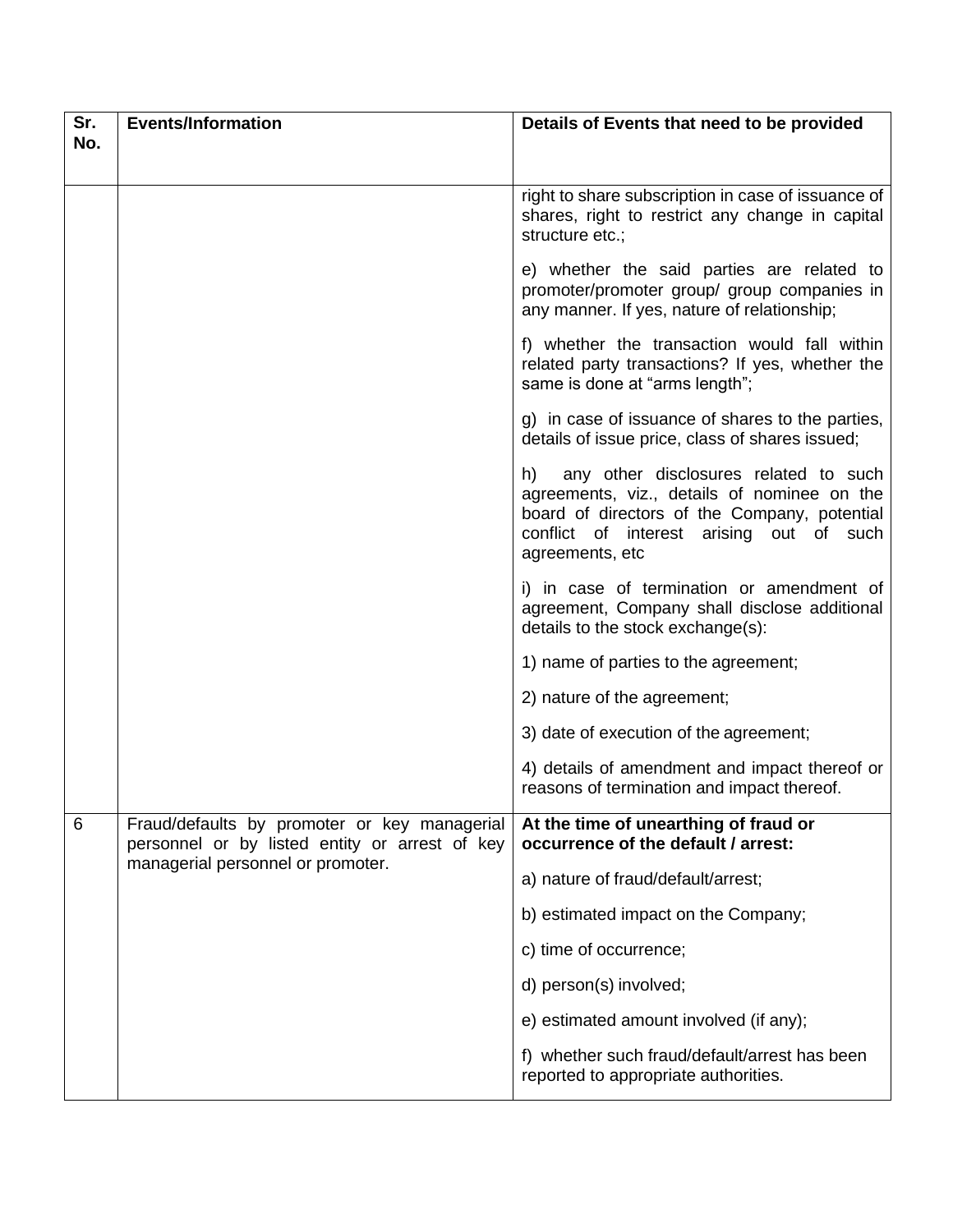| Sr. No. | Events/Information | Details of Events that need to be provided |
|---|---|---|
| | | right to share subscription in case of issuance of shares, right to restrict any change in capital structure etc.;<br><br>e) whether the said parties are related to promoter/promoter group/ group companies in any manner. If yes, nature of relationship;<br><br>f) whether the transaction would fall within related party transactions? If yes, whether the same is done at "arms length";<br><br>g) in case of issuance of shares to the parties, details of issue price, class of shares issued;<br><br>h) any other disclosures related to such agreements, viz., details of nominee on the board of directors of the Company, potential conflict of interest arising out of such agreements, etc<br><br>i) in case of termination or amendment of agreement, Company shall disclose additional details to the stock exchange(s):<br><br>1) name of parties to the agreement;<br><br>2) nature of the agreement;<br><br>3) date of execution of the agreement;<br><br>4) details of amendment and impact thereof or reasons of termination and impact thereof. |
| 6 | Fraud/defaults by promoter or key managerial personnel or by listed entity or arrest of key managerial personnel or promoter. | **At the time of unearthing of fraud or occurrence of the default / arrest:**<br><br>a) nature of fraud/default/arrest;<br><br>b) estimated impact on the Company;<br><br>c) time of occurrence;<br><br>d) person(s) involved;<br><br>e) estimated amount involved (if any);<br><br>f) whether such fraud/default/arrest has been reported to appropriate authorities. |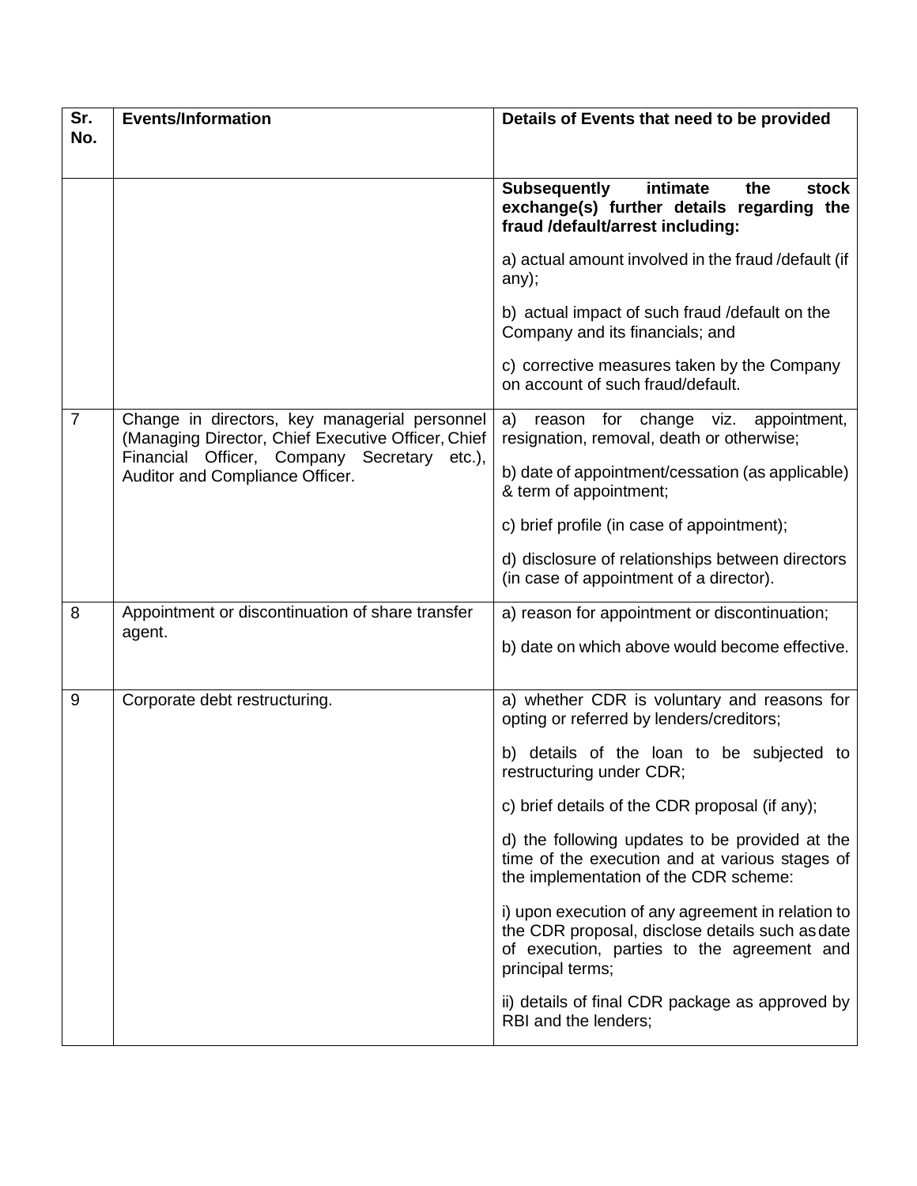| Sr. No. | Events/Information | Details of Events that need to be provided |
| --- | --- | --- |
| | | **Subsequently intimate the stock exchange(s) further details regarding the fraud /default/arrest including:**<br><br>a) actual amount involved in the fraud /default (if any);<br><br>b) actual impact of such fraud /default on the Company and its financials; and<br><br>c) corrective measures taken by the Company on account of such fraud/default. |
| 7 | Change in directors, key managerial personnel (Managing Director, Chief Executive Officer, Chief Financial Officer, Company Secretary etc.), Auditor and Compliance Officer. | a) reason for change viz. appointment, resignation, removal, death or otherwise;<br><br>b) date of appointment/cessation (as applicable) & term of appointment;<br><br>c) brief profile (in case of appointment);<br><br>d) disclosure of relationships between directors (in case of appointment of a director). |
| 8 | Appointment or discontinuation of share transfer agent. | a) reason for appointment or discontinuation;<br><br>b) date on which above would become effective. |
| 9 | Corporate debt restructuring. | a) whether CDR is voluntary and reasons for opting or referred by lenders/creditors;<br><br>b) details of the loan to be subjected to restructuring under CDR;<br><br>c) brief details of the CDR proposal (if any);<br><br>d) the following updates to be provided at the time of the execution and at various stages of the implementation of the CDR scheme:<br><br>i) upon execution of any agreement in relation to the CDR proposal, disclose details such as date of execution, parties to the agreement and principal terms;<br><br>ii) details of final CDR package as approved by RBI and the lenders; |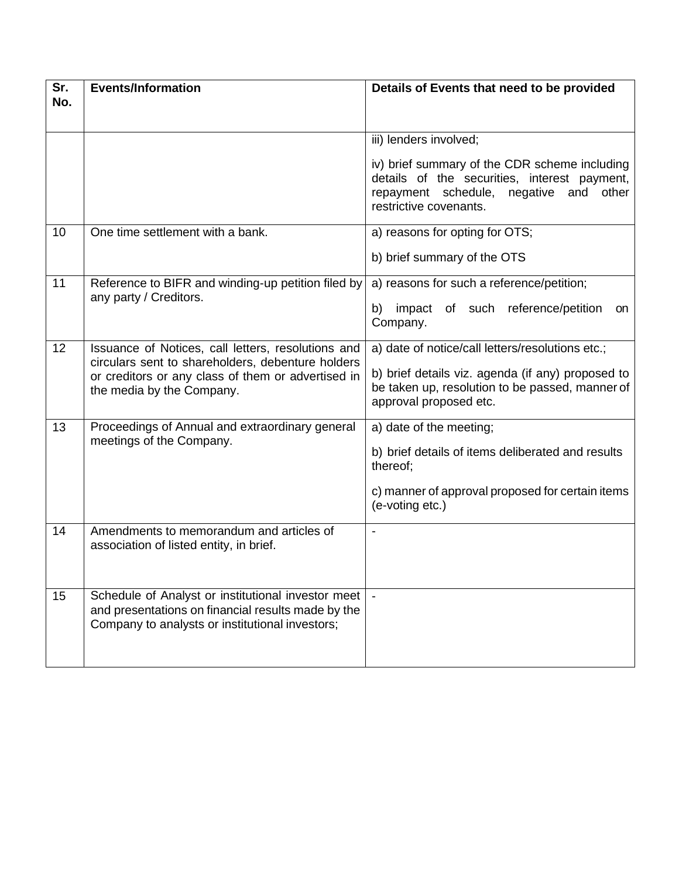| Sr. No. | Events/Information | Details of Events that need to be provided |
|---|---|---|
| | | iii) lenders involved;<br><br>iv) brief summary of the CDR scheme including details of the securities, interest payment, repayment schedule, negative and other restrictive covenants. |
| 10 | One time settlement with a bank. | a) reasons for opting for OTS;<br><br>b) brief summary of the OTS |
| 11 | Reference to BIFR and winding-up petition filed by any party / Creditors. | a) reasons for such a reference/petition;<br><br>b) impact of such reference/petition on Company. |
| 12 | Issuance of Notices, call letters, resolutions and circulars sent to shareholders, debenture holders or creditors or any class of them or advertised in the media by the Company. | a) date of notice/call letters/resolutions etc.;<br><br>b) brief details viz. agenda (if any) proposed to be taken up, resolution to be passed, manner of approval proposed etc. |
| 13 | Proceedings of Annual and extraordinary general meetings of the Company. | a) date of the meeting;<br><br>b) brief details of items deliberated and results thereof;<br><br>c) manner of approval proposed for certain items (e-voting etc.) |
| 14 | Amendments to memorandum and articles of association of listed entity, in brief. | - |
| 15 | Schedule of Analyst or institutional investor meet and presentations on financial results made by the Company to analysts or institutional investors; | - |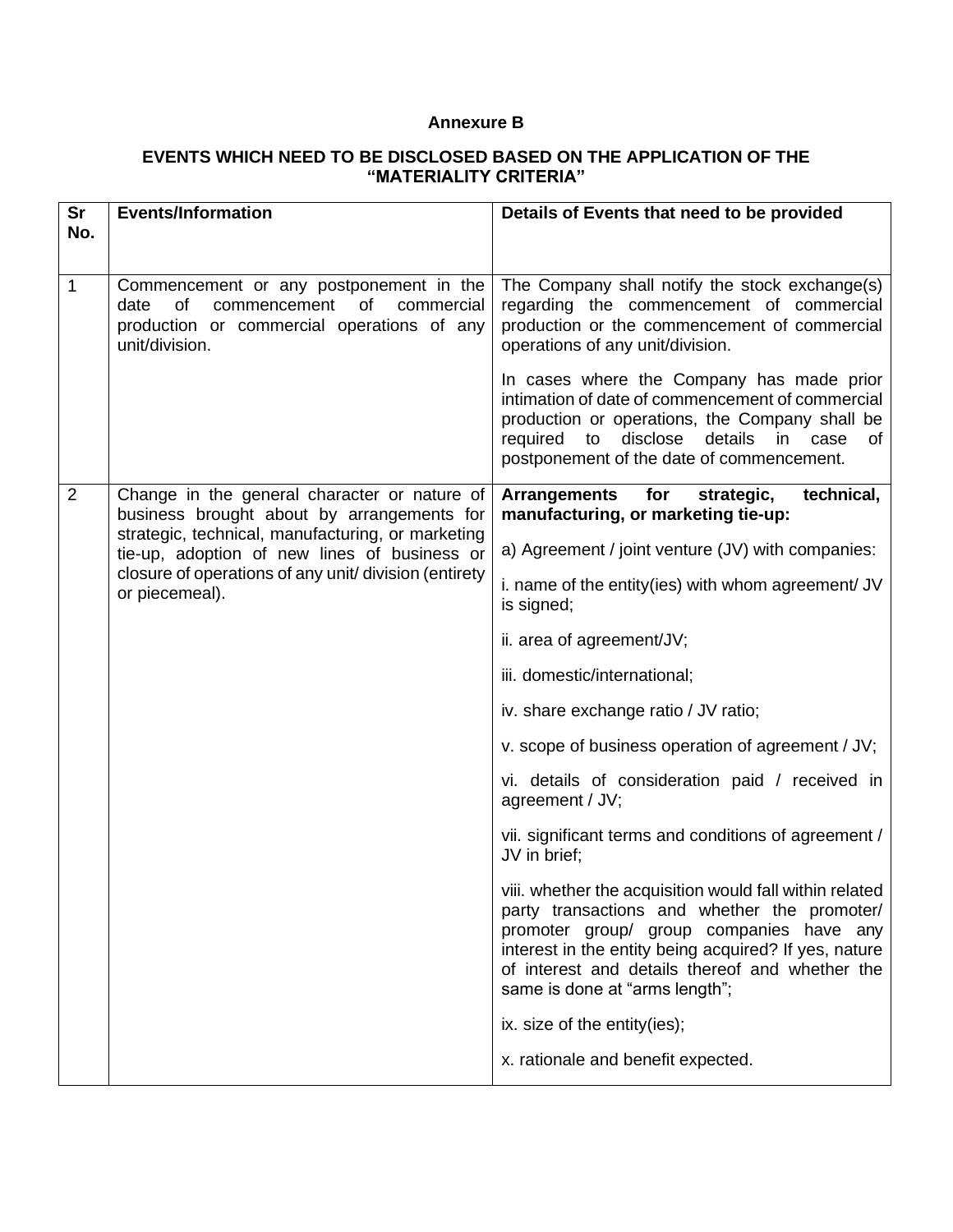**Annexure B**

**EVENTS WHICH NEED TO BE DISCLOSED BASED ON THE APPLICATION OF THE "MATERIALITY CRITERIA"**

| Sr No. | Events/Information | Details of Events that need to be provided |
|---|---|---|
| 1 | Commencement or any postponement in the date of commencement of commercial production or commercial operations of any unit/division. | The Company shall notify the stock exchange(s) regarding the commencement of commercial production or the commencement of commercial operations of any unit/division.<br><br>In cases where the Company has made prior intimation of date of commencement of commercial production or operations, the Company shall be required to disclose details in case of postponement of the date of commencement. |
| 2 | Change in the general character or nature of business brought about by arrangements for strategic, technical, manufacturing, or marketing tie-up, adoption of new lines of business or closure of operations of any unit/ division (entirety or piecemeal). | **Arrangements for strategic, technical, manufacturing, or marketing tie-up:**<br><br>a) Agreement / joint venture (JV) with companies:<br><br>i. name of the entity(ies) with whom agreement/ JV is signed;<br><br>ii. area of agreement/JV;<br><br>iii. domestic/international;<br><br>iv. share exchange ratio / JV ratio;<br><br>v. scope of business operation of agreement / JV;<br><br>vi. details of consideration paid / received in agreement / JV;<br><br>vii. significant terms and conditions of agreement / JV in brief;<br><br>viii. whether the acquisition would fall within related party transactions and whether the promoter/ promoter group/ group companies have any interest in the entity being acquired? If yes, nature of interest and details thereof and whether the same is done at "arms length";<br><br>ix. size of the entity(ies);<br><br>x. rationale and benefit expected. |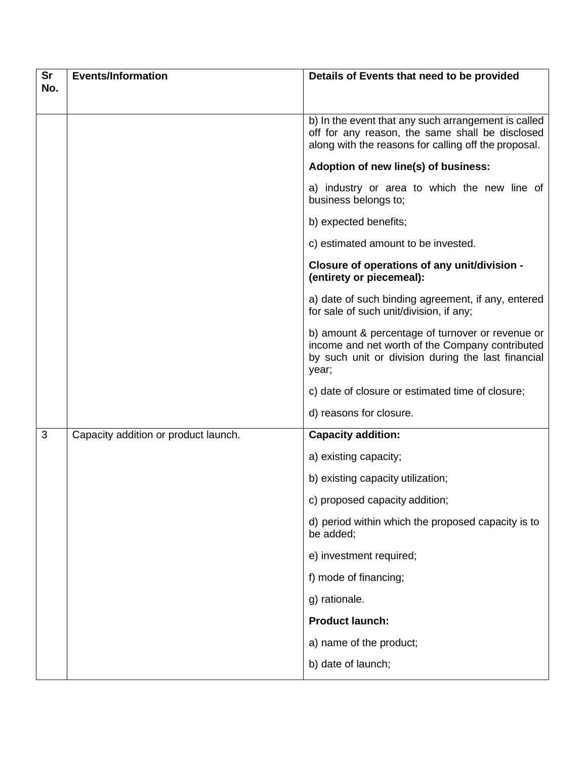| Sr No. | Events/Information | Details of Events that need to be provided |
|---|---|---|
| | | b) In the event that any such arrangement is called off for any reason, the same shall be disclosed along with the reasons for calling off the proposal.<br><br>**Adoption of new line(s) of business:**<br><br>a) industry or area to which the new line of business belongs to;<br><br>b) expected benefits;<br><br>c) estimated amount to be invested.<br><br>**Closure of operations of any unit/division - (entirety or piecemeal):**<br><br>a) date of such binding agreement, if any, entered for sale of such unit/division, if any;<br><br>b) amount & percentage of turnover or revenue or income and net worth of the Company contributed by such unit or division during the last financial year;<br><br>c) date of closure or estimated time of closure;<br><br>d) reasons for closure. |
| 3 | Capacity addition or product launch. | **Capacity addition:**<br><br>a) existing capacity;<br><br>b) existing capacity utilization;<br><br>c) proposed capacity addition;<br><br>d) period within which the proposed capacity is to be added;<br><br>e) investment required;<br><br>f) mode of financing;<br><br>g) rationale.<br><br>**Product launch:**<br><br>a) name of the product;<br><br>b) date of launch; |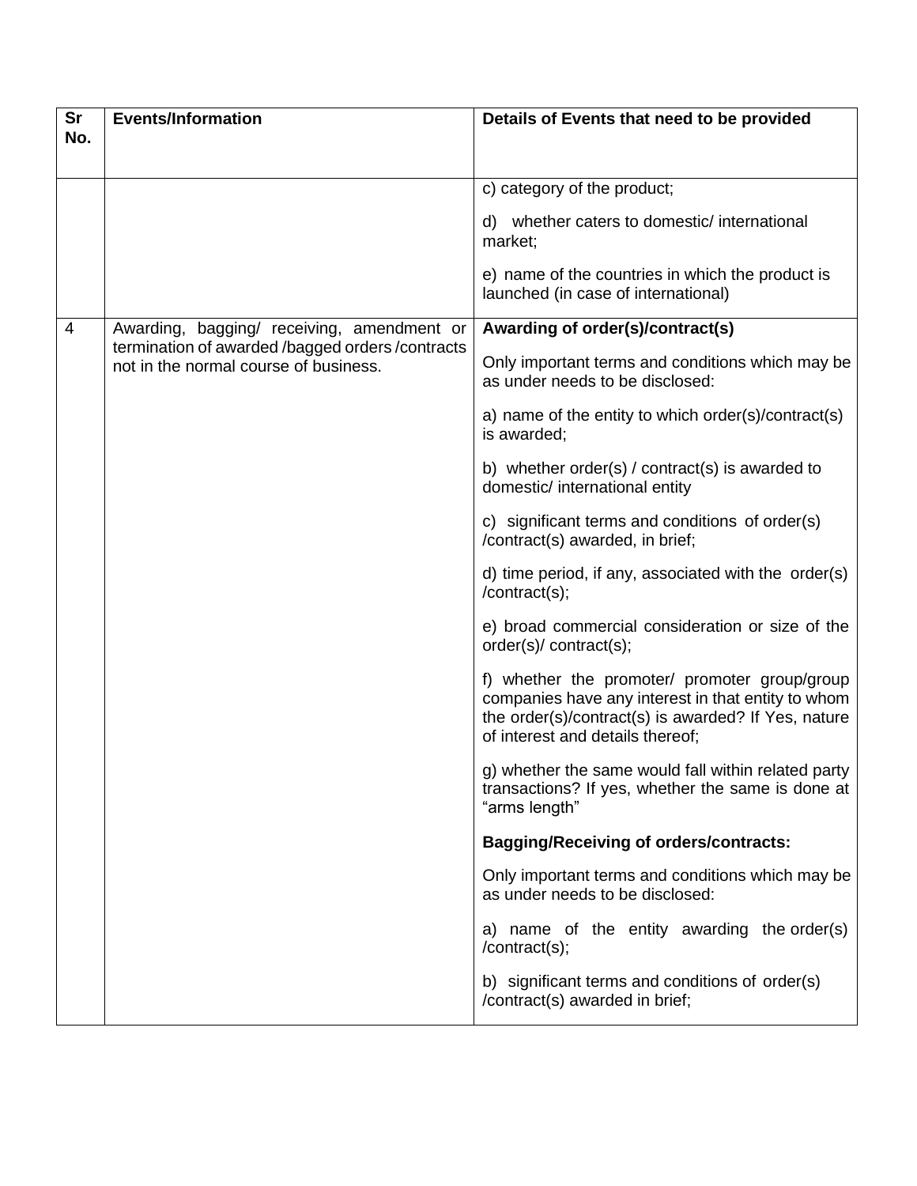| Sr No. | Events/Information | Details of Events that need to be provided |
|---|---|---|
| | | c) category of the product;<br><br>d) whether caters to domestic/ international market;<br><br>e) name of the countries in which the product is launched (in case of international) |
| 4 | Awarding, bagging/ receiving, amendment or termination of awarded /bagged orders /contracts not in the normal course of business. | **Awarding of order(s)/contract(s)**<br><br>Only important terms and conditions which may be as under needs to be disclosed:<br><br>a) name of the entity to which order(s)/contract(s) is awarded;<br><br>b) whether order(s) / contract(s) is awarded to domestic/ international entity<br><br>c) significant terms and conditions of order(s) /contract(s) awarded, in brief;<br><br>d) time period, if any, associated with the order(s) /contract(s);<br><br>e) broad commercial consideration or size of the order(s)/ contract(s);<br><br>f) whether the promoter/ promoter group/group companies have any interest in that entity to whom the order(s)/contract(s) is awarded? If Yes, nature of interest and details thereof;<br><br>g) whether the same would fall within related party transactions? If yes, whether the same is done at "arms length"<br><br>**Bagging/Receiving of orders/contracts:**<br><br>Only important terms and conditions which may be as under needs to be disclosed:<br><br>a) name of the entity awarding the order(s) /contract(s);<br><br>b) significant terms and conditions of order(s) /contract(s) awarded in brief; |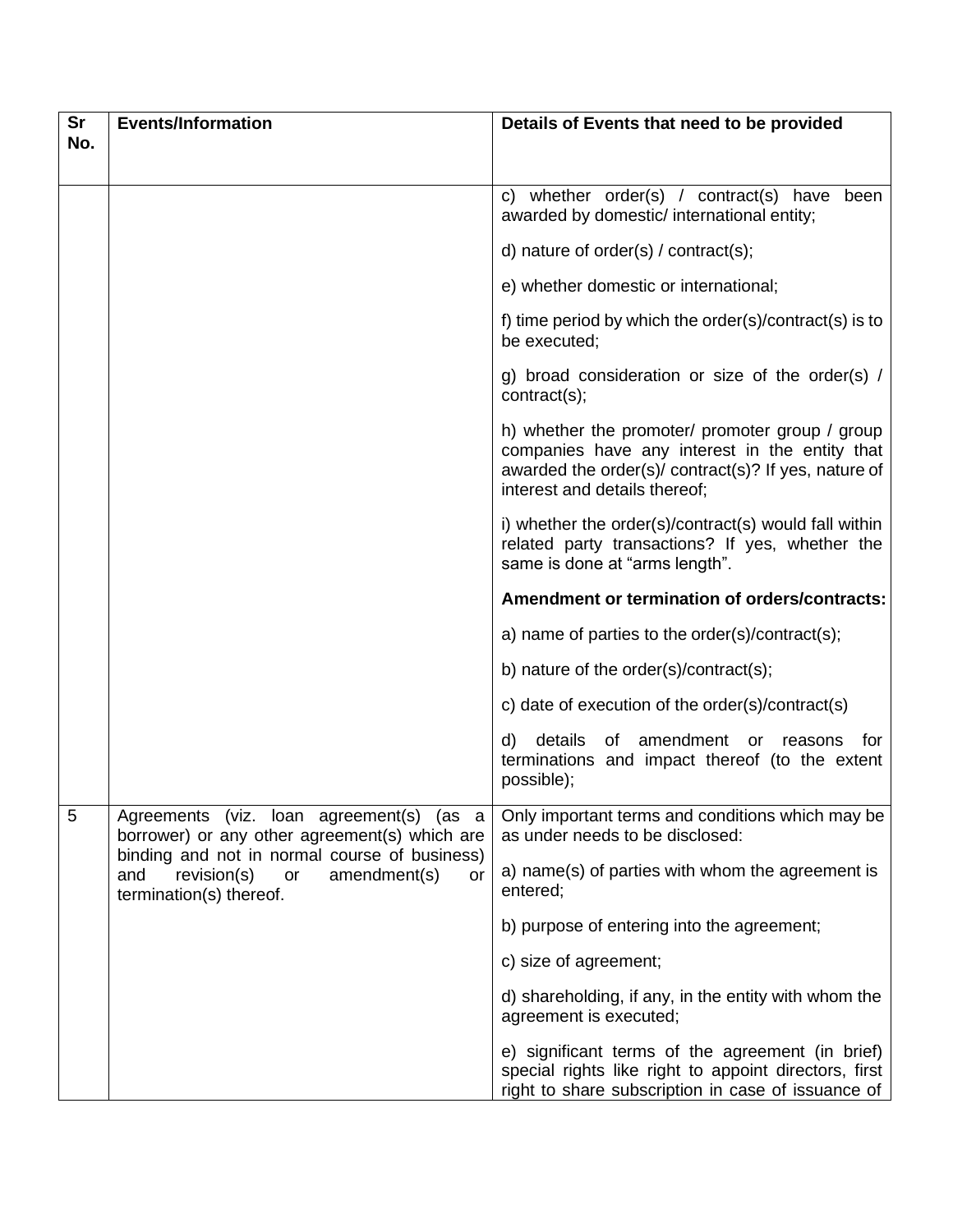| Sr No. | Events/Information | Details of Events that need to be provided |
|---|---|---|
| | | c) whether order(s) / contract(s) have been awarded by domestic/ international entity;<br><br>d) nature of order(s) / contract(s);<br><br>e) whether domestic or international;<br><br>f) time period by which the order(s)/contract(s) is to be executed;<br><br>g) broad consideration or size of the order(s) / contract(s);<br><br>h) whether the promoter/ promoter group / group companies have any interest in the entity that awarded the order(s)/ contract(s)? If yes, nature of interest and details thereof;<br><br>i) whether the order(s)/contract(s) would fall within related party transactions? If yes, whether the same is done at "arms length".<br><br>**Amendment or termination of orders/contracts:**<br><br>a) name of parties to the order(s)/contract(s);<br><br>b) nature of the order(s)/contract(s);<br><br>c) date of execution of the order(s)/contract(s)<br><br>d) details of amendment or reasons for terminations and impact thereof (to the extent possible); |
| 5 | Agreements (viz. loan agreement(s) (as a borrower) or any other agreement(s) which are binding and not in normal course of business) and revision(s) or amendment(s) or termination(s) thereof. | Only important terms and conditions which may be as under needs to be disclosed:<br><br>a) name(s) of parties with whom the agreement is entered;<br><br>b) purpose of entering into the agreement;<br><br>c) size of agreement;<br><br>d) shareholding, if any, in the entity with whom the agreement is executed;<br><br>e) significant terms of the agreement (in brief) special rights like right to appoint directors, first right to share subscription in case of issuance of |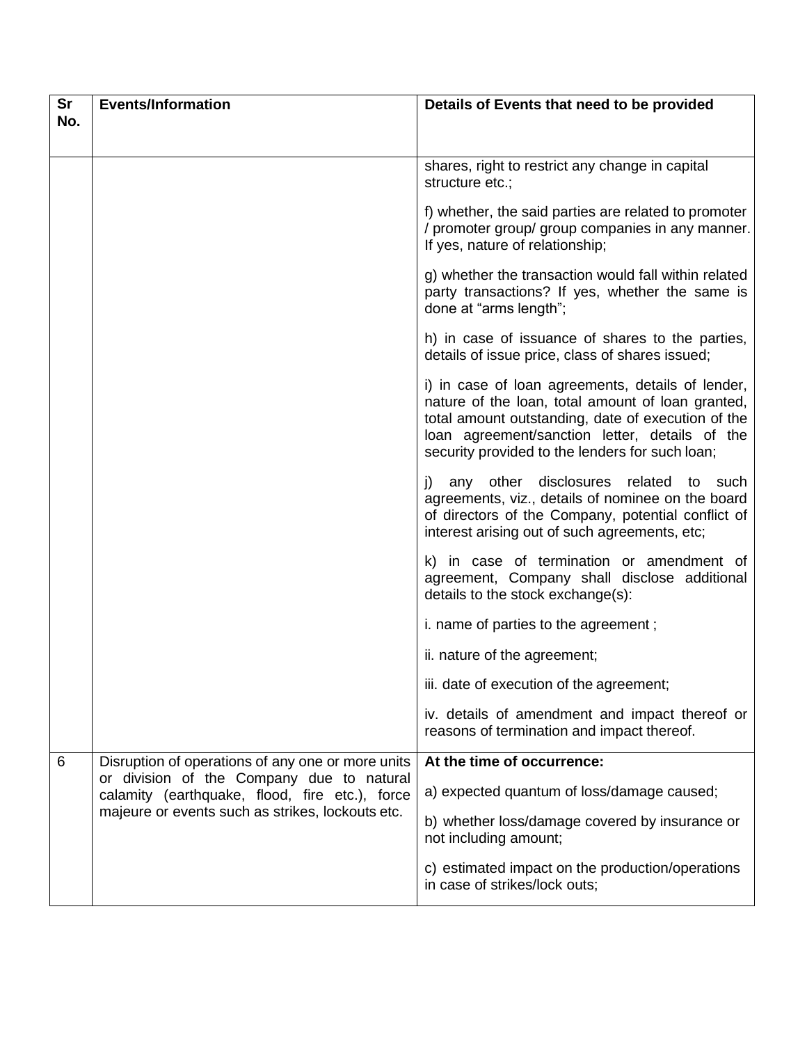| Sr No. | Events/Information | Details of Events that need to be provided |
|---|---|---|
| | | shares, right to restrict any change in capital structure etc.;<br><br>f) whether, the said parties are related to promoter / promoter group/ group companies in any manner. If yes, nature of relationship;<br><br>g) whether the transaction would fall within related party transactions? If yes, whether the same is done at "arms length";<br><br>h) in case of issuance of shares to the parties, details of issue price, class of shares issued;<br><br>i) in case of loan agreements, details of lender, nature of the loan, total amount of loan granted, total amount outstanding, date of execution of the loan agreement/sanction letter, details of the security provided to the lenders for such loan;<br><br>j) any other disclosures related to such agreements, viz., details of nominee on the board of directors of the Company, potential conflict of interest arising out of such agreements, etc;<br><br>k) in case of termination or amendment of agreement, Company shall disclose additional details to the stock exchange(s):<br><br>i. name of parties to the agreement ;<br><br>ii. nature of the agreement;<br><br>iii. date of execution of the agreement;<br><br>iv. details of amendment and impact thereof or reasons of termination and impact thereof. |
| 6 | Disruption of operations of any one or more units or division of the Company due to natural calamity (earthquake, flood, fire etc.), force majeure or events such as strikes, lockouts etc. | **At the time of occurrence:**<br><br>a) expected quantum of loss/damage caused;<br><br>b) whether loss/damage covered by insurance or not including amount;<br><br>c) estimated impact on the production/operations in case of strikes/lock outs; |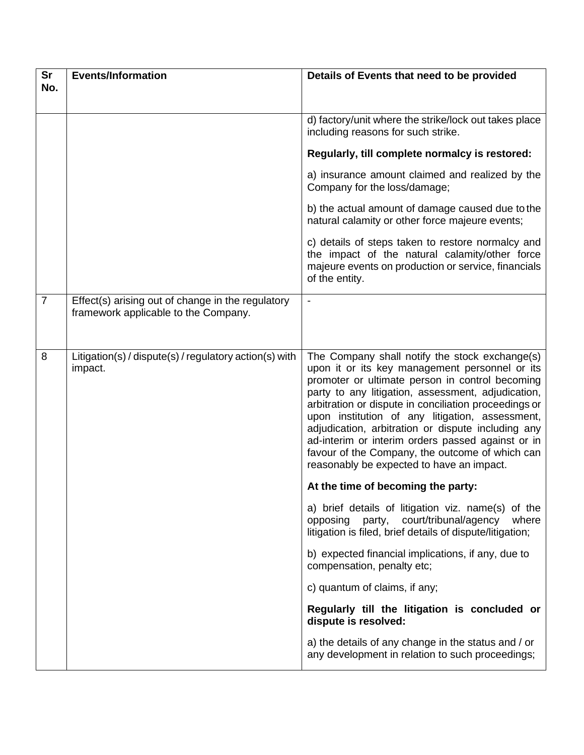| Sr No. | Events/Information | Details of Events that need to be provided |
|---|---|---|
| | | d) factory/unit where the strike/lock out takes place including reasons for such strike.<br><br>**Regularly, till complete normalcy is restored:**<br><br>a) insurance amount claimed and realized by the Company for the loss/damage;<br><br>b) the actual amount of damage caused due to the natural calamity or other force majeure events;<br><br>c) details of steps taken to restore normalcy and the impact of the natural calamity/other force majeure events on production or service, financials of the entity. |
| 7 | Effect(s) arising out of change in the regulatory framework applicable to the Company. | - |
| 8 | Litigation(s) / dispute(s) / regulatory action(s) with impact. | The Company shall notify the stock exchange(s) upon it or its key management personnel or its promoter or ultimate person in control becoming party to any litigation, assessment, adjudication, arbitration or dispute in conciliation proceedings or upon institution of any litigation, assessment, adjudication, arbitration or dispute including any ad-interim or interim orders passed against or in favour of the Company, the outcome of which can reasonably be expected to have an impact.<br><br>**At the time of becoming the party:**<br><br>a) brief details of litigation viz. name(s) of the opposing party, court/tribunal/agency where litigation is filed, brief details of dispute/litigation;<br><br>b) expected financial implications, if any, due to compensation, penalty etc;<br><br>c) quantum of claims, if any;<br><br>**Regularly till the litigation is concluded or dispute is resolved:**<br><br>a) the details of any change in the status and / or any development in relation to such proceedings; |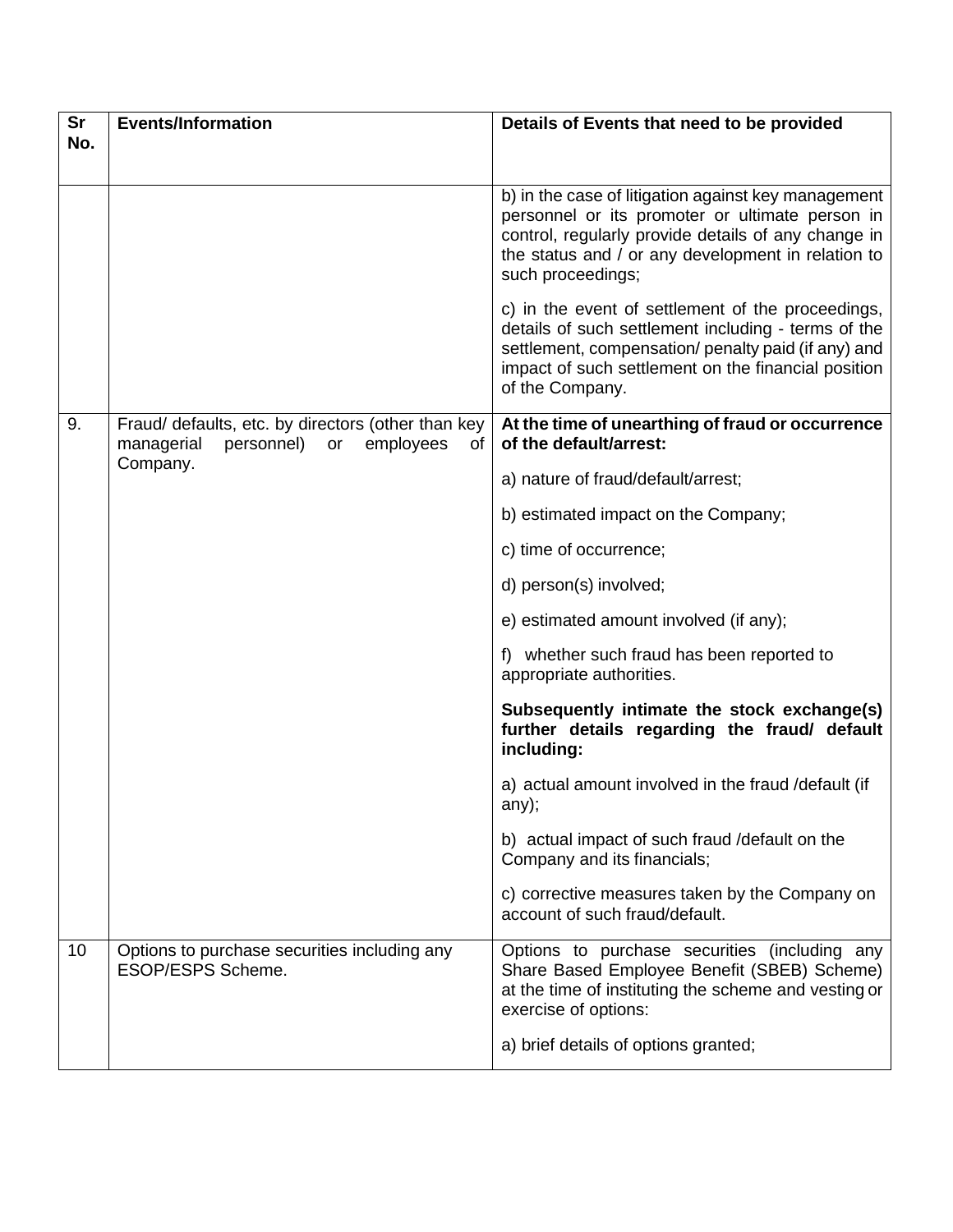| Sr No. | Events/Information | Details of Events that need to be provided |
|---|---|---|
| | | b) in the case of litigation against key management personnel or its promoter or ultimate person in control, regularly provide details of any change in the status and / or any development in relation to such proceedings;<br><br>c) in the event of settlement of the proceedings, details of such settlement including - terms of the settlement, compensation/ penalty paid (if any) and impact of such settlement on the financial position of the Company. |
| 9. | Fraud/ defaults, etc. by directors (other than key managerial personnel) or employees of Company. | **At the time of unearthing of fraud or occurrence of the default/arrest:**<br><br>a) nature of fraud/default/arrest;<br><br>b) estimated impact on the Company;<br><br>c) time of occurrence;<br><br>d) person(s) involved;<br><br>e) estimated amount involved (if any);<br><br>f) whether such fraud has been reported to appropriate authorities.<br><br>**Subsequently intimate the stock exchange(s) further details regarding the fraud/ default including:**<br><br>a) actual amount involved in the fraud /default (if any);<br><br>b) actual impact of such fraud /default on the Company and its financials;<br><br>c) corrective measures taken by the Company on account of such fraud/default. |
| 10 | Options to purchase securities including any ESOP/ESPS Scheme. | Options to purchase securities (including any Share Based Employee Benefit (SBEB) Scheme) at the time of instituting the scheme and vesting or exercise of options:<br><br>a) brief details of options granted; |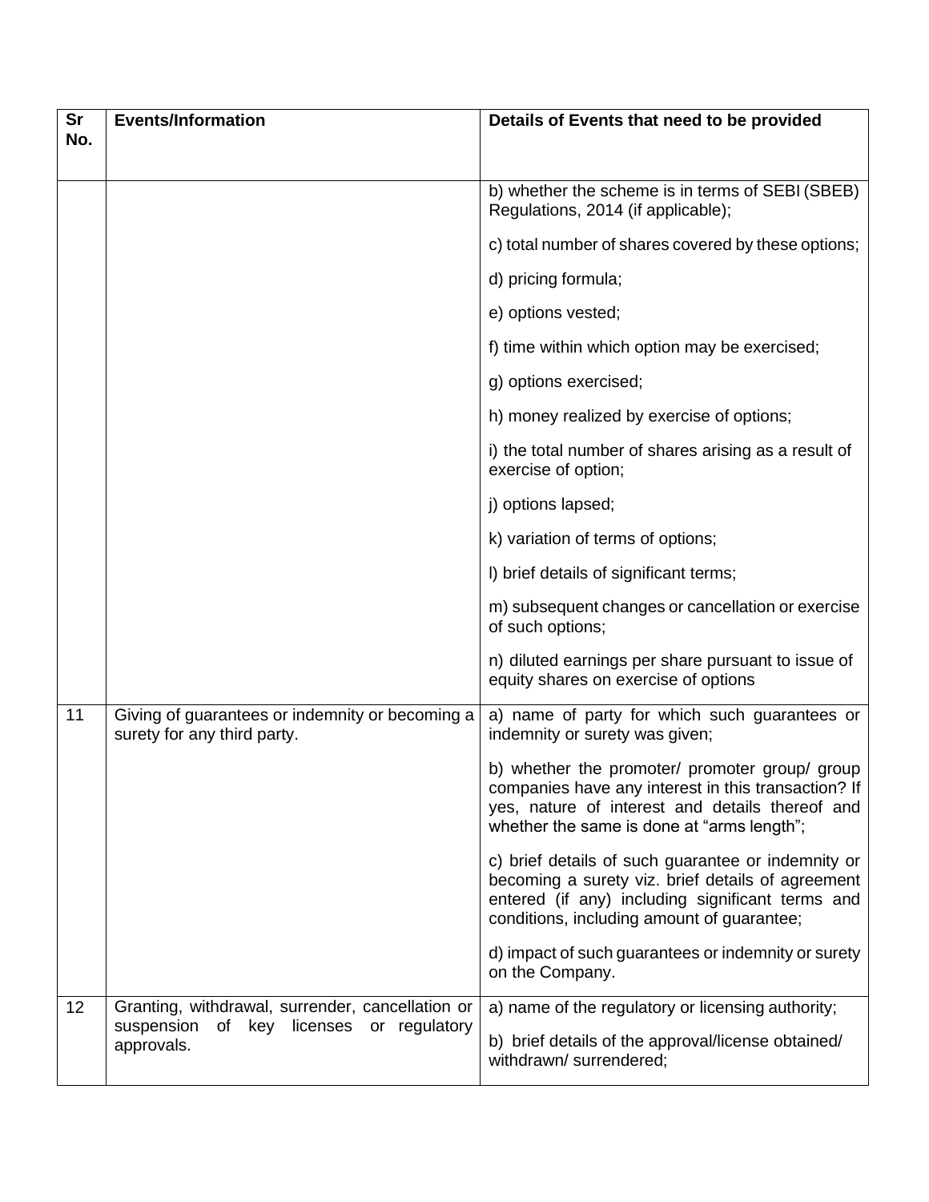| Sr No. | Events/Information | Details of Events that need to be provided |
|---|---|---|
| | | b) whether the scheme is in terms of SEBI (SBEB) Regulations, 2014 (if applicable);<br><br>c) total number of shares covered by these options;<br><br>d) pricing formula;<br><br>e) options vested;<br><br>f) time within which option may be exercised;<br><br>g) options exercised;<br><br>h) money realized by exercise of options;<br><br>i) the total number of shares arising as a result of exercise of option;<br><br>j) options lapsed;<br><br>k) variation of terms of options;<br><br>l) brief details of significant terms;<br><br>m) subsequent changes or cancellation or exercise of such options;<br><br>n) diluted earnings per share pursuant to issue of equity shares on exercise of options |
| 11 | Giving of guarantees or indemnity or becoming a surety for any third party. | a) name of party for which such guarantees or indemnity or surety was given;<br><br>b) whether the promoter/ promoter group/ group companies have any interest in this transaction? If yes, nature of interest and details thereof and whether the same is done at "arms length";<br><br>c) brief details of such guarantee or indemnity or becoming a surety viz. brief details of agreement entered (if any) including significant terms and conditions, including amount of guarantee;<br><br>d) impact of such guarantees or indemnity or surety on the Company. |
| 12 | Granting, withdrawal, surrender, cancellation or suspension of key licenses or regulatory approvals. | a) name of the regulatory or licensing authority;<br><br>b) brief details of the approval/license obtained/ withdrawn/ surrendered; |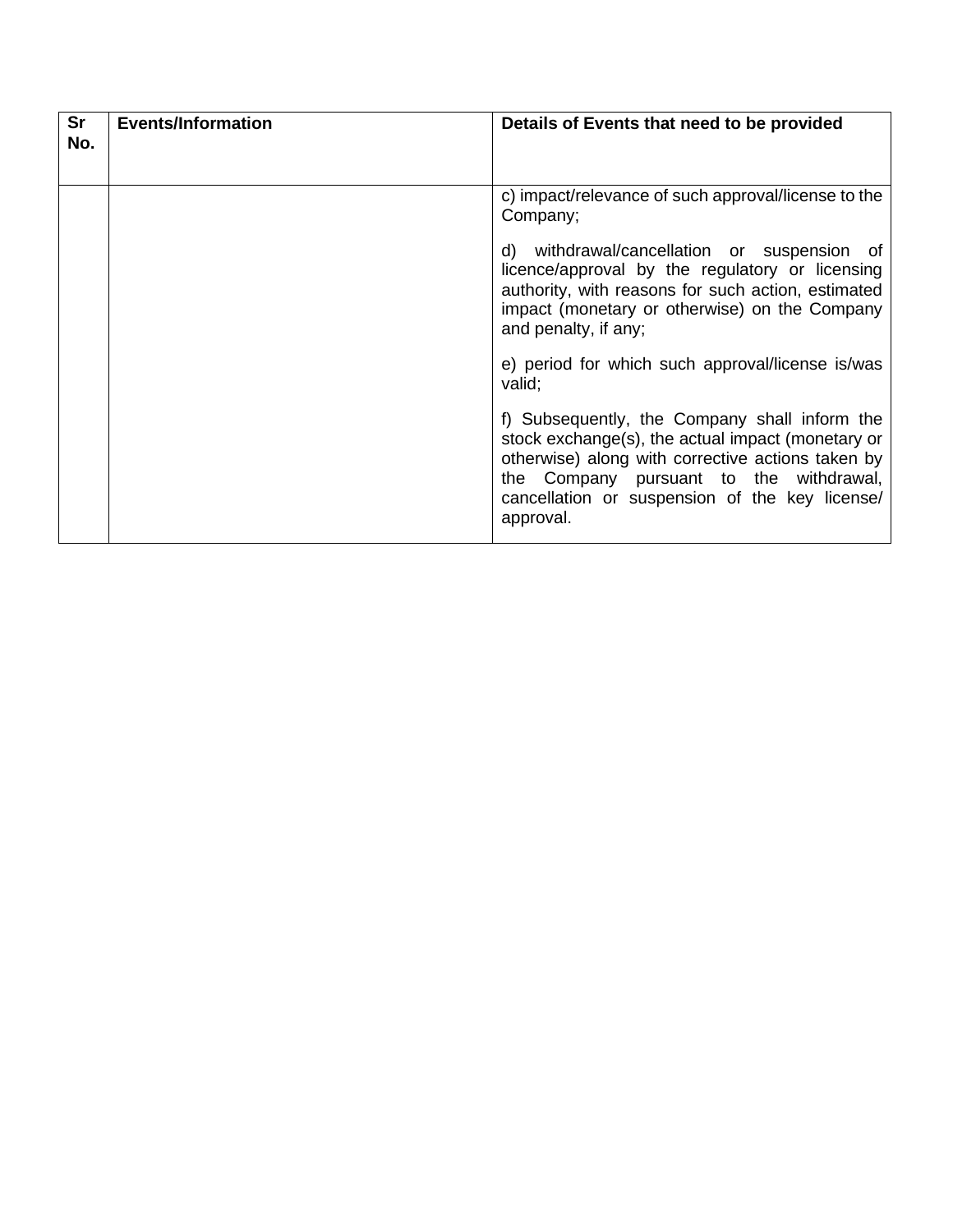| Sr No. | Events/Information | Details of Events that need to be provided |
|---|---|---|
| | | c) impact/relevance of such approval/license to the Company;<br><br>d) withdrawal/cancellation or suspension of licence/approval by the regulatory or licensing authority, with reasons for such action, estimated impact (monetary or otherwise) on the Company and penalty, if any;<br><br>e) period for which such approval/license is/was valid;<br><br>f) Subsequently, the Company shall inform the stock exchange(s), the actual impact (monetary or otherwise) along with corrective actions taken by the Company pursuant to the withdrawal, cancellation or suspension of the key license/ approval. |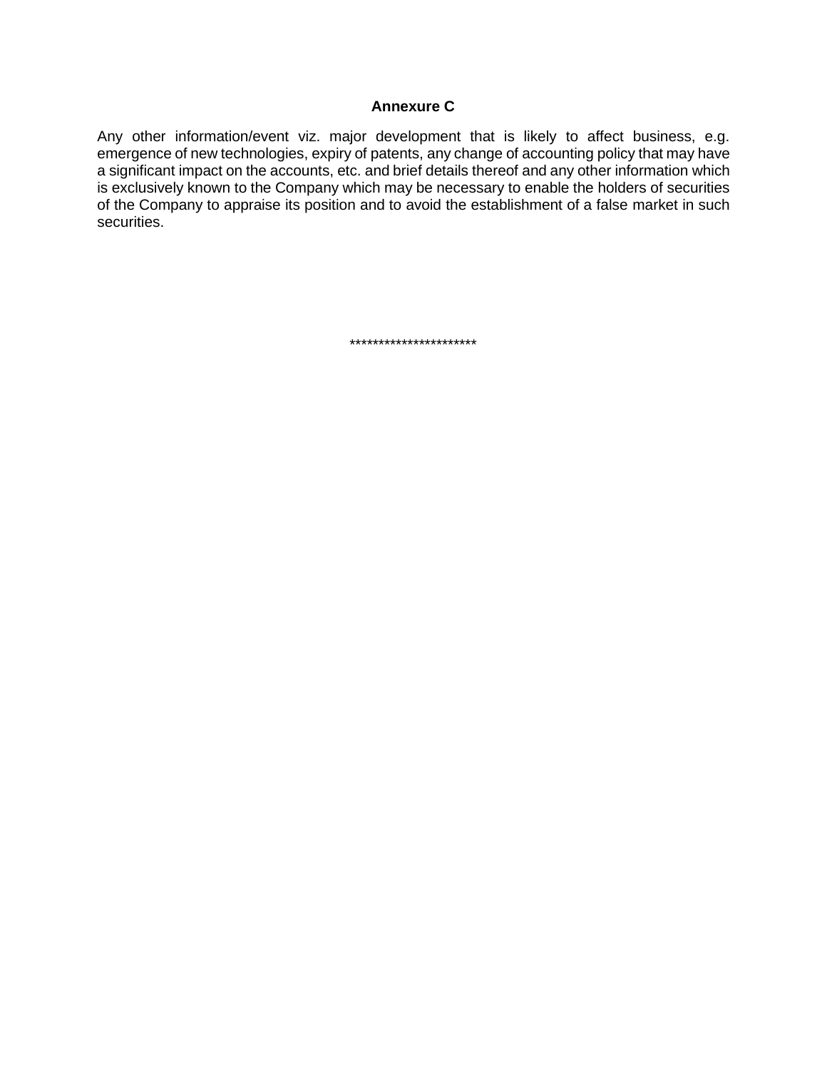## Annexure C

Any other information/event viz. major development that is likely to affect business, e.g. emergence of new technologies, expiry of patents, any change of accounting policy that may have a significant impact on the accounts, etc. and brief details thereof and any other information which is exclusively known to the Company which may be necessary to enable the holders of securities of the Company to appraise its position and to avoid the establishment of a false market in such securities.

**********************